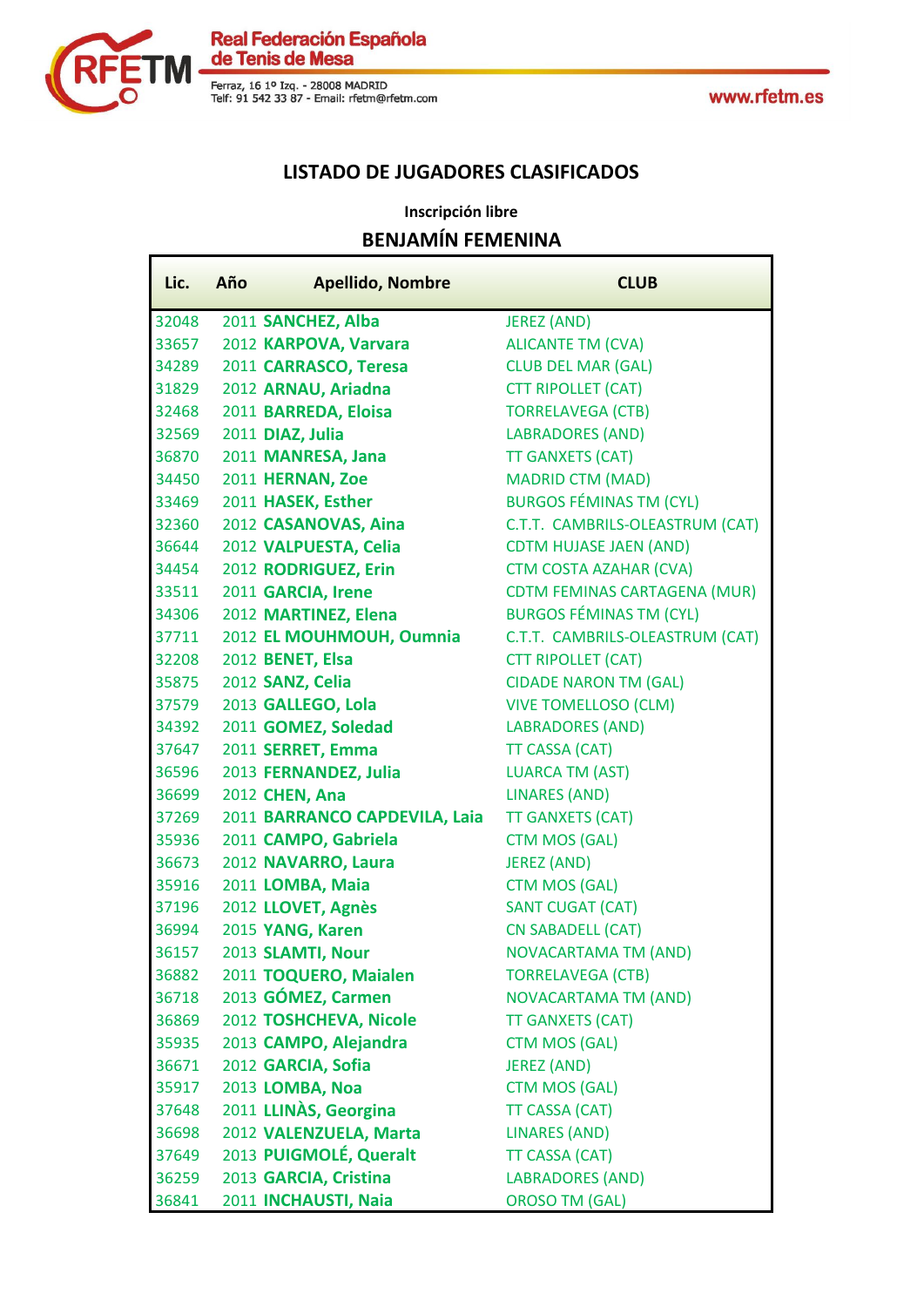# LISTADO DE JUGADORES CLASIFICADOS

**Inscripción libre**

## BENJAMÍN FEMENINA

| Lic. | Año | Apellido, Nombre | CLUB |
|---|---|---|---|
| 32048 | 2011 | **SANCHEZ, Alba** | JEREZ (AND) |
| 33657 | 2012 | **KARPOVA, Varvara** | ALICANTE TM (CVA) |
| 34289 | 2011 | **CARRASCO, Teresa** | CLUB DEL MAR (GAL) |
| 31829 | 2012 | **ARNAU, Ariadna** | CTT RIPOLLET (CAT) |
| 32468 | 2011 | **BARREDA, Eloisa** | TORRELAVEGA (CTB) |
| 32569 | 2011 | **DIAZ, Julia** | LABRADORES (AND) |
| 36870 | 2011 | **MANRESA, Jana** | TT GANXETS (CAT) |
| 34450 | 2011 | **HERNAN, Zoe** | MADRID CTM (MAD) |
| 33469 | 2011 | **HASEK, Esther** | BURGOS FÉMINAS TM (CYL) |
| 32360 | 2012 | **CASANOVAS, Aina** | C.T.T. CAMBRILS-OLEASTRUM (CAT) |
| 36644 | 2012 | **VALPUESTA, Celia** | CDTM HUJASE JAEN (AND) |
| 34454 | 2012 | **RODRIGUEZ, Erin** | CTM COSTA AZAHAR (CVA) |
| 33511 | 2011 | **GARCIA, Irene** | CDTM FEMINAS CARTAGENA (MUR) |
| 34306 | 2012 | **MARTINEZ, Elena** | BURGOS FÉMINAS TM (CYL) |
| 37711 | 2012 | **EL MOUHMOUH, Oumnia** | C.T.T. CAMBRILS-OLEASTRUM (CAT) |
| 32208 | 2012 | **BENET, Elsa** | CTT RIPOLLET (CAT) |
| 35875 | 2012 | **SANZ, Celia** | CIDADE NARON TM (GAL) |
| 37579 | 2013 | **GALLEGO, Lola** | VIVE TOMELLOSO (CLM) |
| 34392 | 2011 | **GOMEZ, Soledad** | LABRADORES (AND) |
| 37647 | 2011 | **SERRET, Emma** | TT CASSA (CAT) |
| 36596 | 2013 | **FERNANDEZ, Julia** | LUARCA TM (AST) |
| 36699 | 2012 | **CHEN, Ana** | LINARES (AND) |
| 37269 | 2011 | **BARRANCO CAPDEVILA, Laia** | TT GANXETS (CAT) |
| 35936 | 2011 | **CAMPO, Gabriela** | CTM MOS (GAL) |
| 36673 | 2012 | **NAVARRO, Laura** | JEREZ (AND) |
| 35916 | 2011 | **LOMBA, Maia** | CTM MOS (GAL) |
| 37196 | 2012 | **LLOVET, Agnès** | SANT CUGAT (CAT) |
| 36994 | 2015 | **YANG, Karen** | CN SABADELL (CAT) |
| 36157 | 2013 | **SLAMTI, Nour** | NOVACARTAMA TM (AND) |
| 36882 | 2011 | **TOQUERO, Maialen** | TORRELAVEGA (CTB) |
| 36718 | 2013 | **GÓMEZ, Carmen** | NOVACARTAMA TM (AND) |
| 36869 | 2012 | **TOSHCHEVA, Nicole** | TT GANXETS (CAT) |
| 35935 | 2013 | **CAMPO, Alejandra** | CTM MOS (GAL) |
| 36671 | 2012 | **GARCIA, Sofia** | JEREZ (AND) |
| 35917 | 2013 | **LOMBA, Noa** | CTM MOS (GAL) |
| 37648 | 2011 | **LLINÀS, Georgina** | TT CASSA (CAT) |
| 36698 | 2012 | **VALENZUELA, Marta** | LINARES (AND) |
| 37649 | 2013 | **PUIGMOLÉ, Queralt** | TT CASSA (CAT) |
| 36259 | 2013 | **GARCIA, Cristina** | LABRADORES (AND) |
| 36841 | 2011 | **INCHAUSTI, Naia** | OROSO TM (GAL) |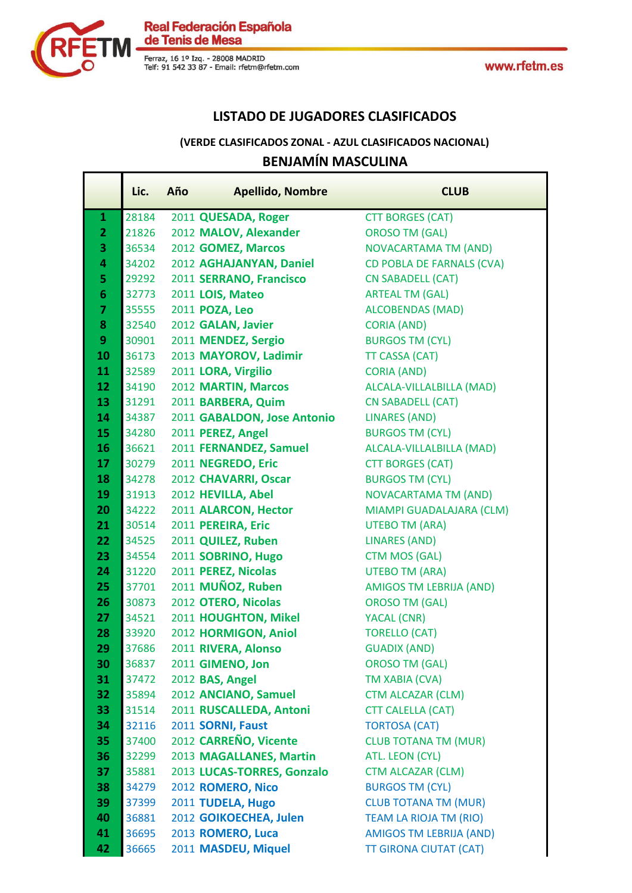Real Federación Española de Tenis de Mesa

Ferraz, 16 1º Izq. - 28008 MADRID
Telf: 91 542 33 87 - Email: rfetm@rfetm.com

www.rfetm.es

## LISTADO DE JUGADORES CLASIFICADOS

### (VERDE CLASIFICADOS ZONAL - AZUL CLASIFICADOS NACIONAL)

### BENJAMÍN MASCULINA

| | Lic. | Año | Apellido, Nombre | CLUB |
|---|---|---|---|---|
| 1 | 28184 | 2011 | QUESADA, Roger | CTT BORGES (CAT) |
| 2 | 21826 | 2012 | MALOV, Alexander | OROSO TM (GAL) |
| 3 | 36534 | 2012 | GOMEZ, Marcos | NOVACARTAMA TM (AND) |
| 4 | 34202 | 2012 | AGHAJANYAN, Daniel | CD POBLA DE FARNALS (CVA) |
| 5 | 29292 | 2011 | SERRANO, Francisco | CN SABADELL (CAT) |
| 6 | 32773 | 2011 | LOIS, Mateo | ARTEAL TM (GAL) |
| 7 | 35555 | 2011 | POZA, Leo | ALCOBENDAS (MAD) |
| 8 | 32540 | 2012 | GALAN, Javier | CORIA (AND) |
| 9 | 30901 | 2011 | MENDEZ, Sergio | BURGOS TM (CYL) |
| 10 | 36173 | 2013 | MAYOROV, Ladimir | TT CASSA (CAT) |
| 11 | 32589 | 2011 | LORA, Virgilio | CORIA (AND) |
| 12 | 34190 | 2012 | MARTIN, Marcos | ALCALA-VILLALBILLA (MAD) |
| 13 | 31291 | 2011 | BARBERA, Quim | CN SABADELL (CAT) |
| 14 | 34387 | 2011 | GABALDON, Jose Antonio | LINARES (AND) |
| 15 | 34280 | 2011 | PEREZ, Angel | BURGOS TM (CYL) |
| 16 | 36621 | 2011 | FERNANDEZ, Samuel | ALCALA-VILLALBILLA (MAD) |
| 17 | 30279 | 2011 | NEGREDO, Eric | CTT BORGES (CAT) |
| 18 | 34278 | 2012 | CHAVARRI, Oscar | BURGOS TM (CYL) |
| 19 | 31913 | 2012 | HEVILLA, Abel | NOVACARTAMA TM (AND) |
| 20 | 34222 | 2011 | ALARCON, Hector | MIAMPI GUADALAJARA (CLM) |
| 21 | 30514 | 2011 | PEREIRA, Eric | UTEBO TM (ARA) |
| 22 | 34525 | 2011 | QUILEZ, Ruben | LINARES (AND) |
| 23 | 34554 | 2011 | SOBRINO, Hugo | CTM MOS (GAL) |
| 24 | 31220 | 2011 | PEREZ, Nicolas | UTEBO TM (ARA) |
| 25 | 37701 | 2011 | MUÑOZ, Ruben | AMIGOS TM LEBRIJA (AND) |
| 26 | 30873 | 2012 | OTERO, Nicolas | OROSO TM (GAL) |
| 27 | 34521 | 2011 | HOUGHTON, Mikel | YACAL (CNR) |
| 28 | 33920 | 2012 | HORMIGON, Aniol | TORELLO (CAT) |
| 29 | 37686 | 2011 | RIVERA, Alonso | GUADIX (AND) |
| 30 | 36837 | 2011 | GIMENO, Jon | OROSO TM (GAL) |
| 31 | 37472 | 2012 | BAS, Angel | TM XABIA (CVA) |
| 32 | 35894 | 2012 | ANCIANO, Samuel | CTM ALCAZAR (CLM) |
| 33 | 31514 | 2011 | RUSCALLEDA, Antoni | CTT CALELLA (CAT) |
| 34 | 32116 | 2011 | SORNI, Faust | TORTOSA (CAT) |
| 35 | 37400 | 2012 | CARREÑO, Vicente | CLUB TOTANA TM (MUR) |
| 36 | 32299 | 2013 | MAGALLANES, Martin | ATL. LEON (CYL) |
| 37 | 35881 | 2013 | LUCAS-TORRES, Gonzalo | CTM ALCAZAR (CLM) |
| 38 | 34279 | 2012 | ROMERO, Nico | BURGOS TM (CYL) |
| 39 | 37399 | 2011 | TUDELA, Hugo | CLUB TOTANA TM (MUR) |
| 40 | 36881 | 2012 | GOIKOECHEA, Julen | TEAM LA RIOJA TM (RIO) |
| 41 | 36695 | 2013 | ROMERO, Luca | AMIGOS TM LEBRIJA (AND) |
| 42 | 36665 | 2011 | MASDEU, Miquel | TT GIRONA CIUTAT (CAT) |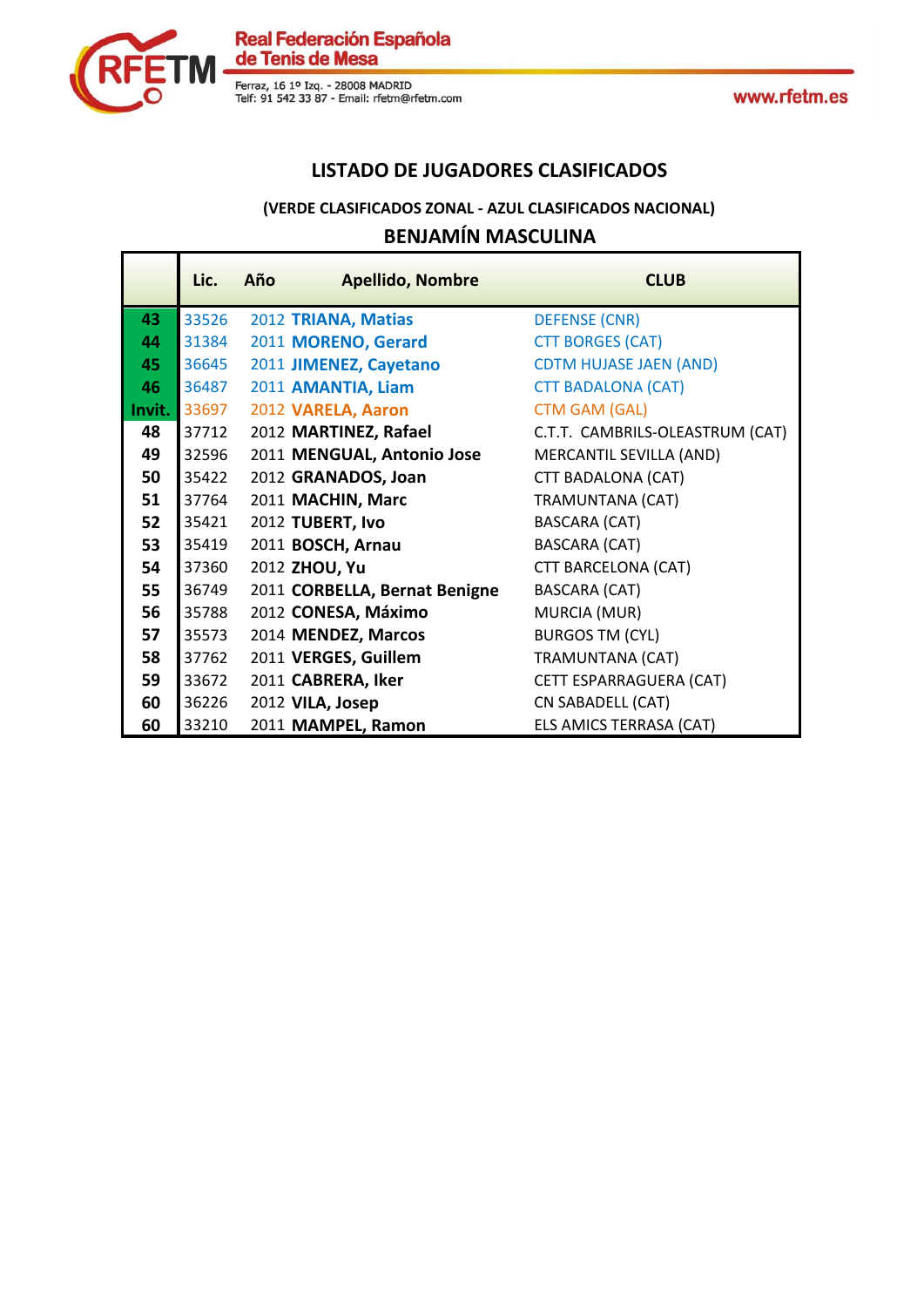## LISTADO DE JUGADORES CLASIFICADOS

**(VERDE CLASIFICADOS ZONAL - AZUL CLASIFICADOS NACIONAL)**

### BENJAMÍN MASCULINA

| | Lic. | Año | Apellido, Nombre | CLUB |
|---|---|---|---|---|
| 43 | 33526 | 2012 | **TRIANA, Matias** | DEFENSE (CNR) |
| 44 | 31384 | 2011 | **MORENO, Gerard** | CTT BORGES (CAT) |
| 45 | 36645 | 2011 | **JIMENEZ, Cayetano** | CDTM HUJASE JAEN (AND) |
| 46 | 36487 | 2011 | **AMANTIA, Liam** | CTT BADALONA (CAT) |
| Invit. | 33697 | 2012 | **VARELA, Aaron** | CTM GAM (GAL) |
| 48 | 37712 | 2012 | **MARTINEZ, Rafael** | C.T.T. CAMBRILS-OLEASTRUM (CAT) |
| 49 | 32596 | 2011 | **MENGUAL, Antonio Jose** | MERCANTIL SEVILLA (AND) |
| 50 | 35422 | 2012 | **GRANADOS, Joan** | CTT BADALONA (CAT) |
| 51 | 37764 | 2011 | **MACHIN, Marc** | TRAMUNTANA (CAT) |
| 52 | 35421 | 2012 | **TUBERT, Ivo** | BASCARA (CAT) |
| 53 | 35419 | 2011 | **BOSCH, Arnau** | BASCARA (CAT) |
| 54 | 37360 | 2012 | **ZHOU, Yu** | CTT BARCELONA (CAT) |
| 55 | 36749 | 2011 | **CORBELLA, Bernat Benigne** | BASCARA (CAT) |
| 56 | 35788 | 2012 | **CONESA, Máximo** | MURCIA (MUR) |
| 57 | 35573 | 2014 | **MENDEZ, Marcos** | BURGOS TM (CYL) |
| 58 | 37762 | 2011 | **VERGES, Guillem** | TRAMUNTANA (CAT) |
| 59 | 33672 | 2011 | **CABRERA, Iker** | CETT ESPARRAGUERA (CAT) |
| 60 | 36226 | 2012 | **VILA, Josep** | CN SABADELL (CAT) |
| 60 | 33210 | 2011 | **MAMPEL, Ramon** | ELS AMICS TERRASA (CAT) |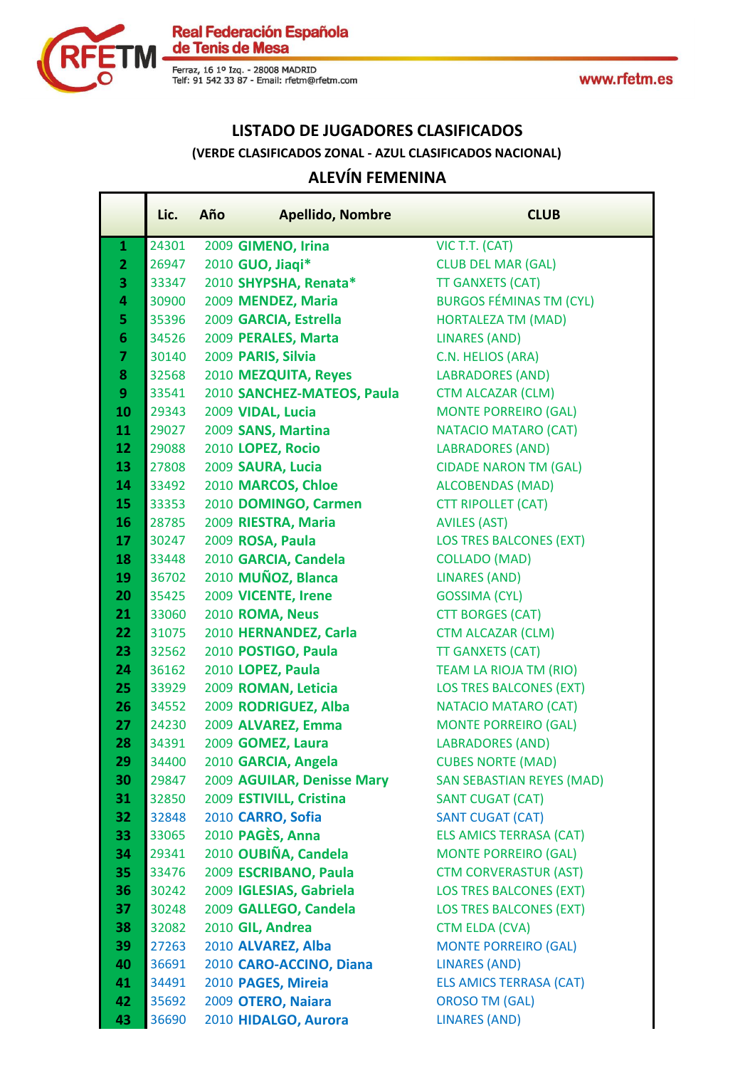Real Federación Española de Tenis de Mesa

Ferraz, 16 1º Izq. - 28008 MADRID
Telf: 91 542 33 87 - Email: rfetm@rfetm.com

www.rfetm.es

## LISTADO DE JUGADORES CLASIFICADOS

### (VERDE CLASIFICADOS ZONAL - AZUL CLASIFICADOS NACIONAL)

### ALEVÍN FEMENINA

| | Lic. | Año | Apellido, Nombre | CLUB |
|---|---|---|---|---|
| 1 | 24301 | 2009 | GIMENO, Irina | VIC T.T. (CAT) |
| 2 | 26947 | 2010 | GUO, Jiaqi* | CLUB DEL MAR (GAL) |
| 3 | 33347 | 2010 | SHYPSHA, Renata* | TT GANXETS (CAT) |
| 4 | 30900 | 2009 | MENDEZ, Maria | BURGOS FÉMINAS TM (CYL) |
| 5 | 35396 | 2009 | GARCIA, Estrella | HORTALEZA TM (MAD) |
| 6 | 34526 | 2009 | PERALES, Marta | LINARES (AND) |
| 7 | 30140 | 2009 | PARIS, Silvia | C.N. HELIOS (ARA) |
| 8 | 32568 | 2010 | MEZQUITA, Reyes | LABRADORES (AND) |
| 9 | 33541 | 2010 | SANCHEZ-MATEOS, Paula | CTM ALCAZAR (CLM) |
| 10 | 29343 | 2009 | VIDAL, Lucia | MONTE PORREIRO (GAL) |
| 11 | 29027 | 2009 | SANS, Martina | NATACIO MATARO (CAT) |
| 12 | 29088 | 2010 | LOPEZ, Rocio | LABRADORES (AND) |
| 13 | 27808 | 2009 | SAURA, Lucia | CIDADE NARON TM (GAL) |
| 14 | 33492 | 2010 | MARCOS, Chloe | ALCOBENDAS (MAD) |
| 15 | 33353 | 2010 | DOMINGO, Carmen | CTT RIPOLLET (CAT) |
| 16 | 28785 | 2009 | RIESTRA, Maria | AVILES (AST) |
| 17 | 30247 | 2009 | ROSA, Paula | LOS TRES BALCONES (EXT) |
| 18 | 33448 | 2010 | GARCIA, Candela | COLLADO (MAD) |
| 19 | 36702 | 2010 | MUÑOZ, Blanca | LINARES (AND) |
| 20 | 35425 | 2009 | VICENTE, Irene | GOSSIMA (CYL) |
| 21 | 33060 | 2010 | ROMA, Neus | CTT BORGES (CAT) |
| 22 | 31075 | 2010 | HERNANDEZ, Carla | CTM ALCAZAR (CLM) |
| 23 | 32562 | 2010 | POSTIGO, Paula | TT GANXETS (CAT) |
| 24 | 36162 | 2010 | LOPEZ, Paula | TEAM LA RIOJA TM (RIO) |
| 25 | 33929 | 2009 | ROMAN, Leticia | LOS TRES BALCONES (EXT) |
| 26 | 34552 | 2009 | RODRIGUEZ, Alba | NATACIO MATARO (CAT) |
| 27 | 24230 | 2009 | ALVAREZ, Emma | MONTE PORREIRO (GAL) |
| 28 | 34391 | 2009 | GOMEZ, Laura | LABRADORES (AND) |
| 29 | 34400 | 2010 | GARCIA, Angela | CUBES NORTE (MAD) |
| 30 | 29847 | 2009 | AGUILAR, Denisse Mary | SAN SEBASTIAN REYES (MAD) |
| 31 | 32850 | 2009 | ESTIVILL, Cristina | SANT CUGAT (CAT) |
| 32 | 32848 | 2010 | CARRO, Sofia | SANT CUGAT (CAT) |
| 33 | 33065 | 2010 | PAGÈS, Anna | ELS AMICS TERRASA (CAT) |
| 34 | 29341 | 2010 | OUBIÑA, Candela | MONTE PORREIRO (GAL) |
| 35 | 33476 | 2009 | ESCRIBANO, Paula | CTM CORVERASTUR (AST) |
| 36 | 30242 | 2009 | IGLESIAS, Gabriela | LOS TRES BALCONES (EXT) |
| 37 | 30248 | 2009 | GALLEGO, Candela | LOS TRES BALCONES (EXT) |
| 38 | 32082 | 2010 | GIL, Andrea | CTM ELDA (CVA) |
| 39 | 27263 | 2010 | ALVAREZ, Alba | MONTE PORREIRO (GAL) |
| 40 | 36691 | 2010 | CARO-ACCINO, Diana | LINARES (AND) |
| 41 | 34491 | 2010 | PAGES, Mireia | ELS AMICS TERRASA (CAT) |
| 42 | 35692 | 2009 | OTERO, Naiara | OROSO TM (GAL) |
| 43 | 36690 | 2010 | HIDALGO, Aurora | LINARES (AND) |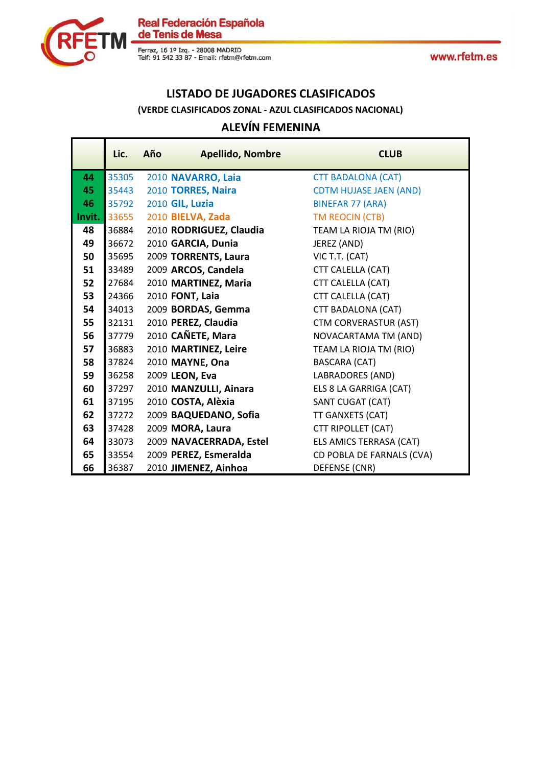## LISTADO DE JUGADORES CLASIFICADOS

**(VERDE CLASIFICADOS ZONAL - AZUL CLASIFICADOS NACIONAL)**

### ALEVÍN FEMENINA

| | Lic. | Año | Apellido, Nombre | CLUB |
|---|---|---|---|---|
| 44 | 35305 | 2010 | **NAVARRO, Laia** | CTT BADALONA (CAT) |
| 45 | 35443 | 2010 | **TORRES, Naira** | CDTM HUJASE JAEN (AND) |
| 46 | 35792 | 2010 | **GIL, Luzia** | BINEFAR 77 (ARA) |
| Invit. | 33655 | 2010 | **BIELVA, Zada** | TM REOCIN (CTB) |
| 48 | 36884 | 2010 | **RODRIGUEZ, Claudia** | TEAM LA RIOJA TM (RIO) |
| 49 | 36672 | 2010 | **GARCIA, Dunia** | JEREZ (AND) |
| 50 | 35695 | 2009 | **TORRENTS, Laura** | VIC T.T. (CAT) |
| 51 | 33489 | 2009 | **ARCOS, Candela** | CTT CALELLA (CAT) |
| 52 | 27684 | 2010 | **MARTINEZ, Maria** | CTT CALELLA (CAT) |
| 53 | 24366 | 2010 | **FONT, Laia** | CTT CALELLA (CAT) |
| 54 | 34013 | 2009 | **BORDAS, Gemma** | CTT BADALONA (CAT) |
| 55 | 32131 | 2010 | **PEREZ, Claudia** | CTM CORVERASTUR (AST) |
| 56 | 37779 | 2010 | **CAÑETE, Mara** | NOVACARTAMA TM (AND) |
| 57 | 36883 | 2010 | **MARTINEZ, Leire** | TEAM LA RIOJA TM (RIO) |
| 58 | 37824 | 2010 | **MAYNE, Ona** | BASCARA (CAT) |
| 59 | 36258 | 2009 | **LEON, Eva** | LABRADORES (AND) |
| 60 | 37297 | 2010 | **MANZULLI, Ainara** | ELS 8 LA GARRIGA (CAT) |
| 61 | 37195 | 2010 | **COSTA, Alèxia** | SANT CUGAT (CAT) |
| 62 | 37272 | 2009 | **BAQUEDANO, Sofia** | TT GANXETS (CAT) |
| 63 | 37428 | 2009 | **MORA, Laura** | CTT RIPOLLET (CAT) |
| 64 | 33073 | 2009 | **NAVACERRADA, Estel** | ELS AMICS TERRASA (CAT) |
| 65 | 33554 | 2009 | **PEREZ, Esmeralda** | CD POBLA DE FARNALS (CVA) |
| 66 | 36387 | 2010 | **JIMENEZ, Ainhoa** | DEFENSE (CNR) |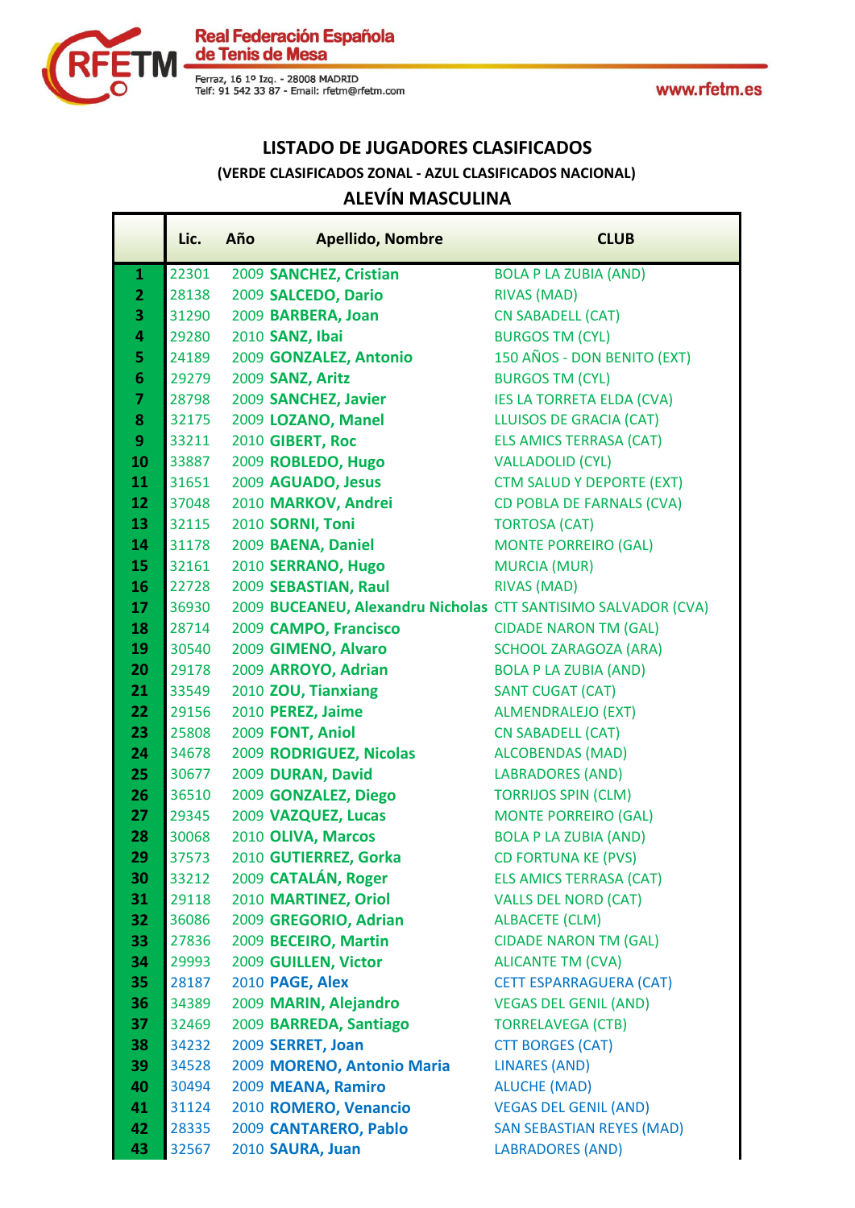# LISTADO DE JUGADORES CLASIFICADOS

**(VERDE CLASIFICADOS ZONAL - AZUL CLASIFICADOS NACIONAL)**

## ALEVÍN MASCULINA

| | Lic. | Año | Apellido, Nombre | CLUB |
|---|---|---|---|---|
| 1 | 22301 | 2009 | **SANCHEZ, Cristian** | BOLA P LA ZUBIA (AND) |
| 2 | 28138 | 2009 | **SALCEDO, Dario** | RIVAS (MAD) |
| 3 | 31290 | 2009 | **BARBERA, Joan** | CN SABADELL (CAT) |
| 4 | 29280 | 2010 | **SANZ, Ibai** | BURGOS TM (CYL) |
| 5 | 24189 | 2009 | **GONZALEZ, Antonio** | 150 AÑOS - DON BENITO (EXT) |
| 6 | 29279 | 2009 | **SANZ, Aritz** | BURGOS TM (CYL) |
| 7 | 28798 | 2009 | **SANCHEZ, Javier** | IES LA TORRETA ELDA (CVA) |
| 8 | 32175 | 2009 | **LOZANO, Manel** | LLUISOS DE GRACIA (CAT) |
| 9 | 33211 | 2010 | **GIBERT, Roc** | ELS AMICS TERRASA (CAT) |
| 10 | 33887 | 2009 | **ROBLEDO, Hugo** | VALLADOLID (CYL) |
| 11 | 31651 | 2009 | **AGUADO, Jesus** | CTM SALUD Y DEPORTE (EXT) |
| 12 | 37048 | 2010 | **MARKOV, Andrei** | CD POBLA DE FARNALS (CVA) |
| 13 | 32115 | 2010 | **SORNI, Toni** | TORTOSA (CAT) |
| 14 | 31178 | 2009 | **BAENA, Daniel** | MONTE PORREIRO (GAL) |
| 15 | 32161 | 2010 | **SERRANO, Hugo** | MURCIA (MUR) |
| 16 | 22728 | 2009 | **SEBASTIAN, Raul** | RIVAS (MAD) |
| 17 | 36930 | 2009 | **BUCEANEU, Alexandru Nicholas** | CTT SANTISIMO SALVADOR (CVA) |
| 18 | 28714 | 2009 | **CAMPO, Francisco** | CIDADE NARON TM (GAL) |
| 19 | 30540 | 2009 | **GIMENO, Alvaro** | SCHOOL ZARAGOZA (ARA) |
| 20 | 29178 | 2009 | **ARROYO, Adrian** | BOLA P LA ZUBIA (AND) |
| 21 | 33549 | 2010 | **ZOU, Tianxiang** | SANT CUGAT (CAT) |
| 22 | 29156 | 2010 | **PEREZ, Jaime** | ALMENDRALEJO (EXT) |
| 23 | 25808 | 2009 | **FONT, Aniol** | CN SABADELL (CAT) |
| 24 | 34678 | 2009 | **RODRIGUEZ, Nicolas** | ALCOBENDAS (MAD) |
| 25 | 30677 | 2009 | **DURAN, David** | LABRADORES (AND) |
| 26 | 36510 | 2009 | **GONZALEZ, Diego** | TORRIJOS SPIN (CLM) |
| 27 | 29345 | 2009 | **VAZQUEZ, Lucas** | MONTE PORREIRO (GAL) |
| 28 | 30068 | 2010 | **OLIVA, Marcos** | BOLA P LA ZUBIA (AND) |
| 29 | 37573 | 2010 | **GUTIERREZ, Gorka** | CD FORTUNA KE (PVS) |
| 30 | 33212 | 2009 | **CATALÁN, Roger** | ELS AMICS TERRASA (CAT) |
| 31 | 29118 | 2010 | **MARTINEZ, Oriol** | VALLS DEL NORD (CAT) |
| 32 | 36086 | 2009 | **GREGORIO, Adrian** | ALBACETE (CLM) |
| 33 | 27836 | 2009 | **BECEIRO, Martin** | CIDADE NARON TM (GAL) |
| 34 | 29993 | 2009 | **GUILLEN, Victor** | ALICANTE TM (CVA) |
| 35 | 28187 | 2010 | **PAGE, Alex** | CETT ESPARRAGUERA (CAT) |
| 36 | 34389 | 2009 | **MARIN, Alejandro** | VEGAS DEL GENIL (AND) |
| 37 | 32469 | 2009 | **BARREDA, Santiago** | TORRELAVEGA (CTB) |
| 38 | 34232 | 2009 | **SERRET, Joan** | CTT BORGES (CAT) |
| 39 | 34528 | 2009 | **MORENO, Antonio Maria** | LINARES (AND) |
| 40 | 30494 | 2009 | **MEANA, Ramiro** | ALUCHE (MAD) |
| 41 | 31124 | 2010 | **ROMERO, Venancio** | VEGAS DEL GENIL (AND) |
| 42 | 28335 | 2009 | **CANTARERO, Pablo** | SAN SEBASTIAN REYES (MAD) |
| 43 | 32567 | 2010 | **SAURA, Juan** | LABRADORES (AND) |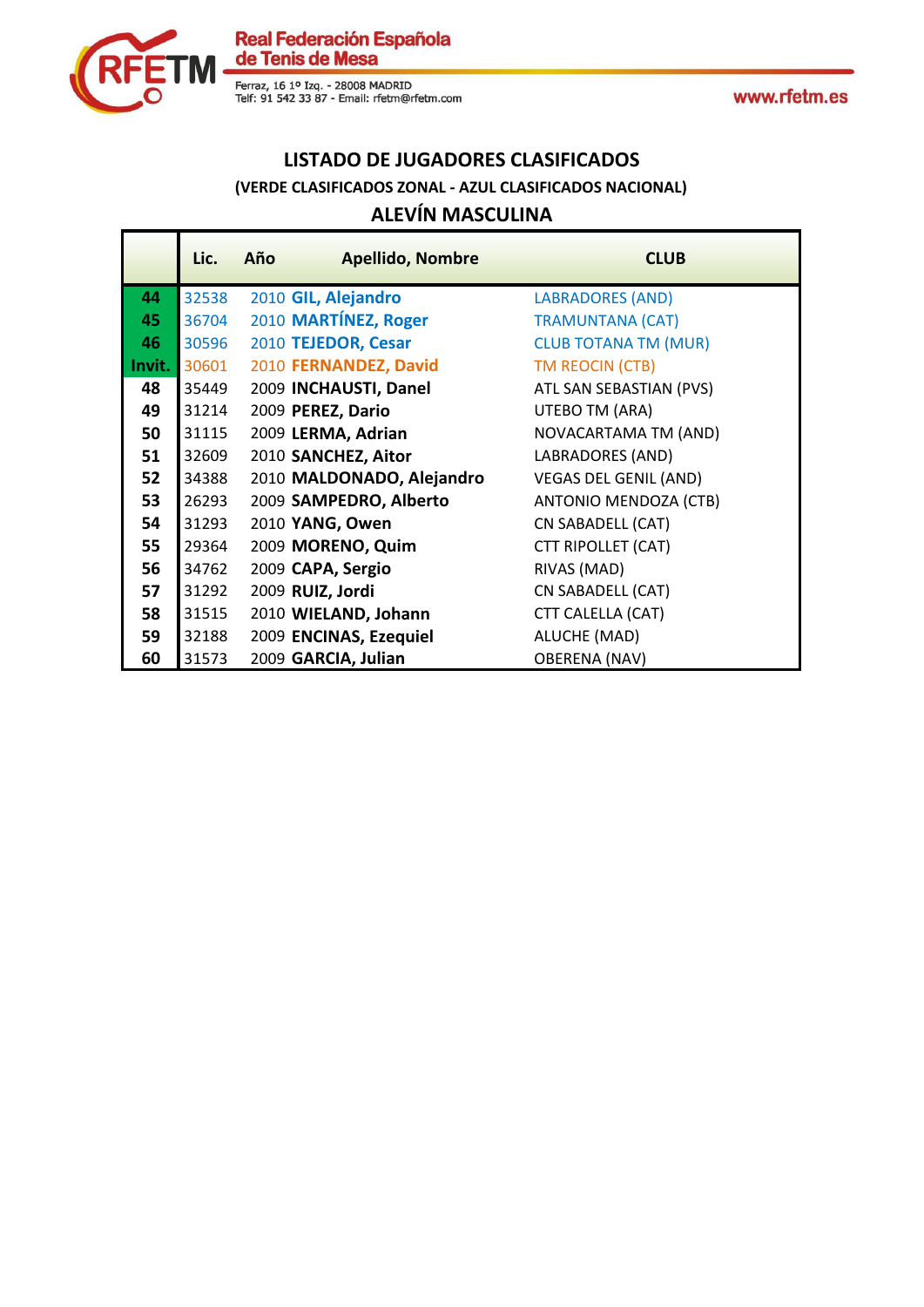## LISTADO DE JUGADORES CLASIFICADOS

**(VERDE CLASIFICADOS ZONAL - AZUL CLASIFICADOS NACIONAL)**

## ALEVÍN MASCULINA

| | Lic. | Año | Apellido, Nombre | CLUB |
|---|---|---|---|---|
| **44** | 32538 | 2010 | **GIL, Alejandro** | LABRADORES (AND) |
| **45** | 36704 | 2010 | **MARTÍNEZ, Roger** | TRAMUNTANA (CAT) |
| **46** | 30596 | 2010 | **TEJEDOR, Cesar** | CLUB TOTANA TM (MUR) |
| **Invit.** | 30601 | 2010 | **FERNANDEZ, David** | TM REOCIN (CTB) |
| **48** | 35449 | 2009 | **INCHAUSTI, Danel** | ATL SAN SEBASTIAN (PVS) |
| **49** | 31214 | 2009 | **PEREZ, Dario** | UTEBO TM (ARA) |
| **50** | 31115 | 2009 | **LERMA, Adrian** | NOVACARTAMA TM (AND) |
| **51** | 32609 | 2010 | **SANCHEZ, Aitor** | LABRADORES (AND) |
| **52** | 34388 | 2010 | **MALDONADO, Alejandro** | VEGAS DEL GENIL (AND) |
| **53** | 26293 | 2009 | **SAMPEDRO, Alberto** | ANTONIO MENDOZA (CTB) |
| **54** | 31293 | 2010 | **YANG, Owen** | CN SABADELL (CAT) |
| **55** | 29364 | 2009 | **MORENO, Quim** | CTT RIPOLLET (CAT) |
| **56** | 34762 | 2009 | **CAPA, Sergio** | RIVAS (MAD) |
| **57** | 31292 | 2009 | **RUIZ, Jordi** | CN SABADELL (CAT) |
| **58** | 31515 | 2010 | **WIELAND, Johann** | CTT CALELLA (CAT) |
| **59** | 32188 | 2009 | **ENCINAS, Ezequiel** | ALUCHE (MAD) |
| **60** | 31573 | 2009 | **GARCIA, Julian** | OBERENA (NAV) |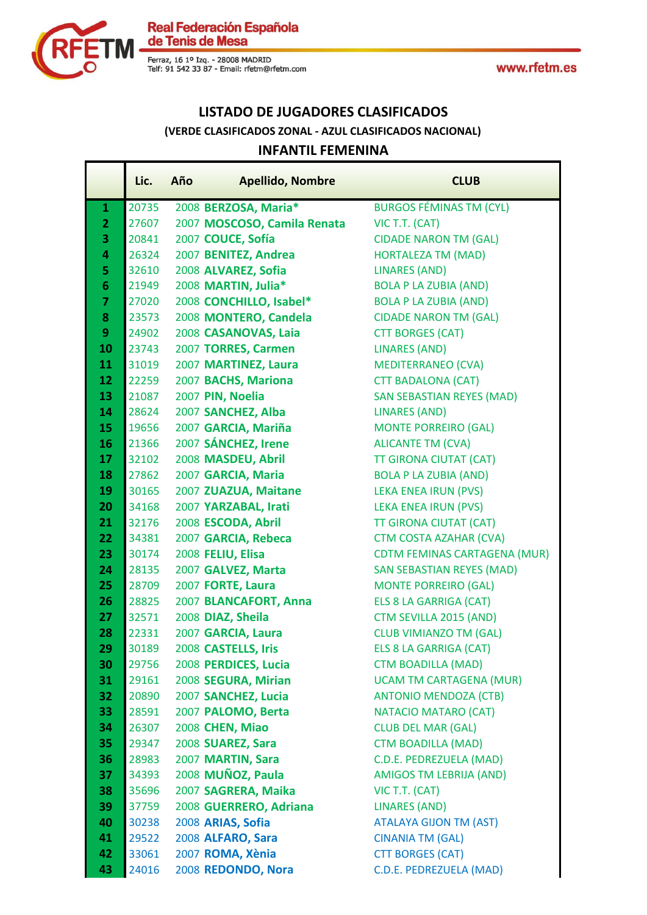Real Federación Española de Tenis de Mesa

Ferraz, 16 1º Izq. - 28008 MADRID
Telf: 91 542 33 87 - Email: rfetm@rfetm.com

www.rfetm.es

## LISTADO DE JUGADORES CLASIFICADOS

### (VERDE CLASIFICADOS ZONAL - AZUL CLASIFICADOS NACIONAL)

## INFANTIL FEMENINA

| | Lic. | Año | Apellido, Nombre | CLUB |
|---|---|---|---|---|
| 1 | 20735 | 2008 | **BERZOSA, Maria*** | BURGOS FÉMINAS TM (CYL) |
| 2 | 27607 | 2007 | **MOSCOSO, Camila Renata** | VIC T.T. (CAT) |
| 3 | 20841 | 2007 | **COUCE, Sofía** | CIDADE NARON TM (GAL) |
| 4 | 26324 | 2007 | **BENITEZ, Andrea** | HORTALEZA TM (MAD) |
| 5 | 32610 | 2008 | **ALVAREZ, Sofia** | LINARES (AND) |
| 6 | 21949 | 2008 | **MARTIN, Julia*** | BOLA P LA ZUBIA (AND) |
| 7 | 27020 | 2008 | **CONCHILLO, Isabel*** | BOLA P LA ZUBIA (AND) |
| 8 | 23573 | 2008 | **MONTERO, Candela** | CIDADE NARON TM (GAL) |
| 9 | 24902 | 2008 | **CASANOVAS, Laia** | CTT BORGES (CAT) |
| 10 | 23743 | 2007 | **TORRES, Carmen** | LINARES (AND) |
| 11 | 31019 | 2007 | **MARTINEZ, Laura** | MEDITERRANEO (CVA) |
| 12 | 22259 | 2007 | **BACHS, Mariona** | CTT BADALONA (CAT) |
| 13 | 21087 | 2007 | **PIN, Noelia** | SAN SEBASTIAN REYES (MAD) |
| 14 | 28624 | 2007 | **SANCHEZ, Alba** | LINARES (AND) |
| 15 | 19656 | 2007 | **GARCIA, Mariña** | MONTE PORREIRO (GAL) |
| 16 | 21366 | 2007 | **SÁNCHEZ, Irene** | ALICANTE TM (CVA) |
| 17 | 32102 | 2008 | **MASDEU, Abril** | TT GIRONA CIUTAT (CAT) |
| 18 | 27862 | 2007 | **GARCIA, Maria** | BOLA P LA ZUBIA (AND) |
| 19 | 30165 | 2007 | **ZUAZUA, Maitane** | LEKA ENEA IRUN (PVS) |
| 20 | 34168 | 2007 | **YARZABAL, Irati** | LEKA ENEA IRUN (PVS) |
| 21 | 32176 | 2008 | **ESCODA, Abril** | TT GIRONA CIUTAT (CAT) |
| 22 | 34381 | 2007 | **GARCIA, Rebeca** | CTM COSTA AZAHAR (CVA) |
| 23 | 30174 | 2008 | **FELIU, Elisa** | CDTM FEMINAS CARTAGENA (MUR) |
| 24 | 28135 | 2007 | **GALVEZ, Marta** | SAN SEBASTIAN REYES (MAD) |
| 25 | 28709 | 2007 | **FORTE, Laura** | MONTE PORREIRO (GAL) |
| 26 | 28825 | 2007 | **BLANCAFORT, Anna** | ELS 8 LA GARRIGA (CAT) |
| 27 | 32571 | 2008 | **DIAZ, Sheila** | CTM SEVILLA 2015 (AND) |
| 28 | 22331 | 2007 | **GARCIA, Laura** | CLUB VIMIANZO TM (GAL) |
| 29 | 30189 | 2008 | **CASTELLS, Iris** | ELS 8 LA GARRIGA (CAT) |
| 30 | 29756 | 2008 | **PERDICES, Lucia** | CTM BOADILLA (MAD) |
| 31 | 29161 | 2008 | **SEGURA, Mirian** | UCAM TM CARTAGENA (MUR) |
| 32 | 20890 | 2007 | **SANCHEZ, Lucia** | ANTONIO MENDOZA (CTB) |
| 33 | 28591 | 2007 | **PALOMO, Berta** | NATACIO MATARO (CAT) |
| 34 | 26307 | 2008 | **CHEN, Miao** | CLUB DEL MAR (GAL) |
| 35 | 29347 | 2008 | **SUAREZ, Sara** | CTM BOADILLA (MAD) |
| 36 | 28983 | 2007 | **MARTIN, Sara** | C.D.E. PEDREZUELA (MAD) |
| 37 | 34393 | 2008 | **MUÑOZ, Paula** | AMIGOS TM LEBRIJA (AND) |
| 38 | 35696 | 2007 | **SAGRERA, Maika** | VIC T.T. (CAT) |
| 39 | 37759 | 2008 | **GUERRERO, Adriana** | LINARES (AND) |
| 40 | 30238 | 2008 | **ARIAS, Sofia** | ATALAYA GIJON TM (AST) |
| 41 | 29522 | 2008 | **ALFARO, Sara** | CINANIA TM (GAL) |
| 42 | 33061 | 2007 | **ROMA, Xènia** | CTT BORGES (CAT) |
| 43 | 24016 | 2008 | **REDONDO, Nora** | C.D.E. PEDREZUELA (MAD) |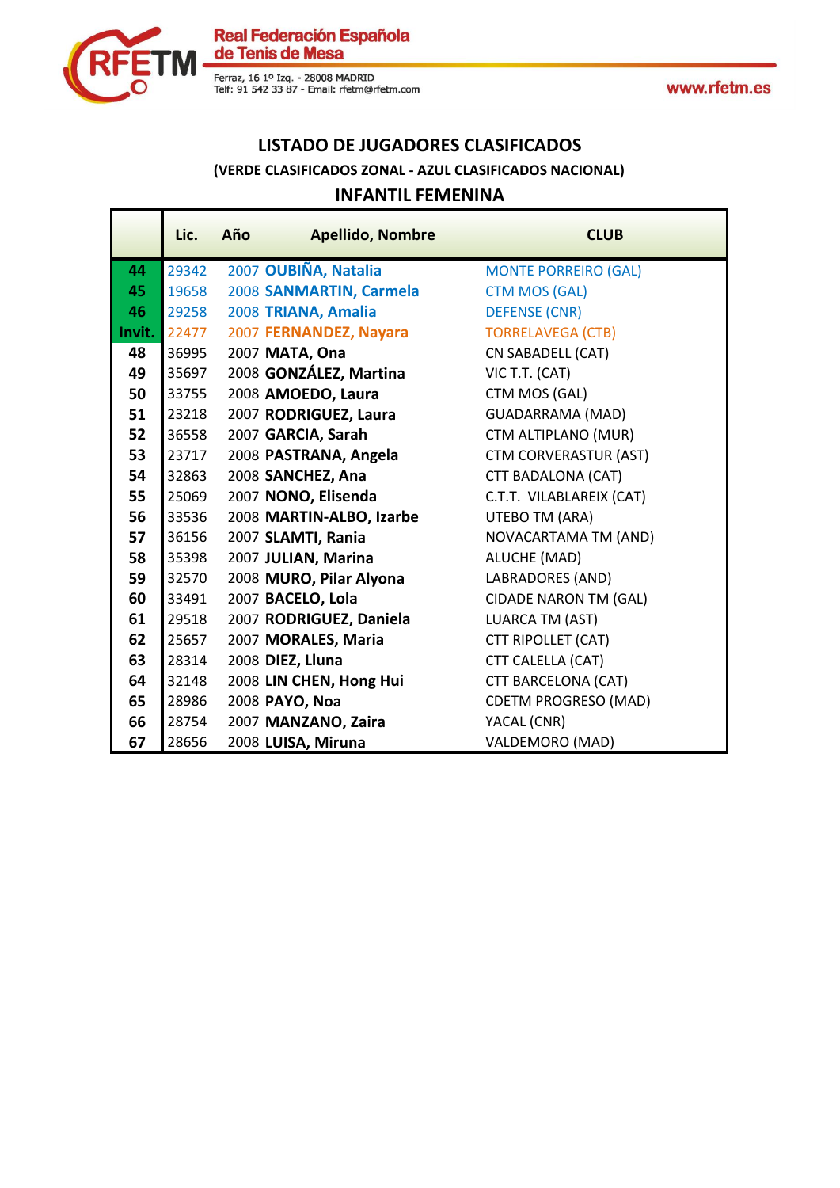## LISTADO DE JUGADORES CLASIFICADOS

### (VERDE CLASIFICADOS ZONAL - AZUL CLASIFICADOS NACIONAL)

## INFANTIL FEMENINA

| | Lic. | Año | Apellido, Nombre | CLUB |
|---|---|---|---|---|
| 44 | 29342 | 2007 | **OUBIÑA, Natalia** | MONTE PORREIRO (GAL) |
| 45 | 19658 | 2008 | **SANMARTIN, Carmela** | CTM MOS (GAL) |
| 46 | 29258 | 2008 | **TRIANA, Amalia** | DEFENSE (CNR) |
| Invit. | 22477 | 2007 | **FERNANDEZ, Nayara** | TORRELAVEGA (CTB) |
| 48 | 36995 | 2007 | **MATA, Ona** | CN SABADELL (CAT) |
| 49 | 35697 | 2008 | **GONZÁLEZ, Martina** | VIC T.T. (CAT) |
| 50 | 33755 | 2008 | **AMOEDO, Laura** | CTM MOS (GAL) |
| 51 | 23218 | 2007 | **RODRIGUEZ, Laura** | GUADARRAMA (MAD) |
| 52 | 36558 | 2007 | **GARCIA, Sarah** | CTM ALTIPLANO (MUR) |
| 53 | 23717 | 2008 | **PASTRANA, Angela** | CTM CORVERASTUR (AST) |
| 54 | 32863 | 2008 | **SANCHEZ, Ana** | CTT BADALONA (CAT) |
| 55 | 25069 | 2007 | **NONO, Elisenda** | C.T.T. VILABLAREIX (CAT) |
| 56 | 33536 | 2008 | **MARTIN-ALBO, Izarbe** | UTEBO TM (ARA) |
| 57 | 36156 | 2007 | **SLAMTI, Rania** | NOVACARTAMA TM (AND) |
| 58 | 35398 | 2007 | **JULIAN, Marina** | ALUCHE (MAD) |
| 59 | 32570 | 2008 | **MURO, Pilar Alyona** | LABRADORES (AND) |
| 60 | 33491 | 2007 | **BACELO, Lola** | CIDADE NARON TM (GAL) |
| 61 | 29518 | 2007 | **RODRIGUEZ, Daniela** | LUARCA TM (AST) |
| 62 | 25657 | 2007 | **MORALES, Maria** | CTT RIPOLLET (CAT) |
| 63 | 28314 | 2008 | **DIEZ, Lluna** | CTT CALELLA (CAT) |
| 64 | 32148 | 2008 | **LIN CHEN, Hong Hui** | CTT BARCELONA (CAT) |
| 65 | 28986 | 2008 | **PAYO, Noa** | CDETM PROGRESO (MAD) |
| 66 | 28754 | 2007 | **MANZANO, Zaira** | YACAL (CNR) |
| 67 | 28656 | 2008 | **LUISA, Miruna** | VALDEMORO (MAD) |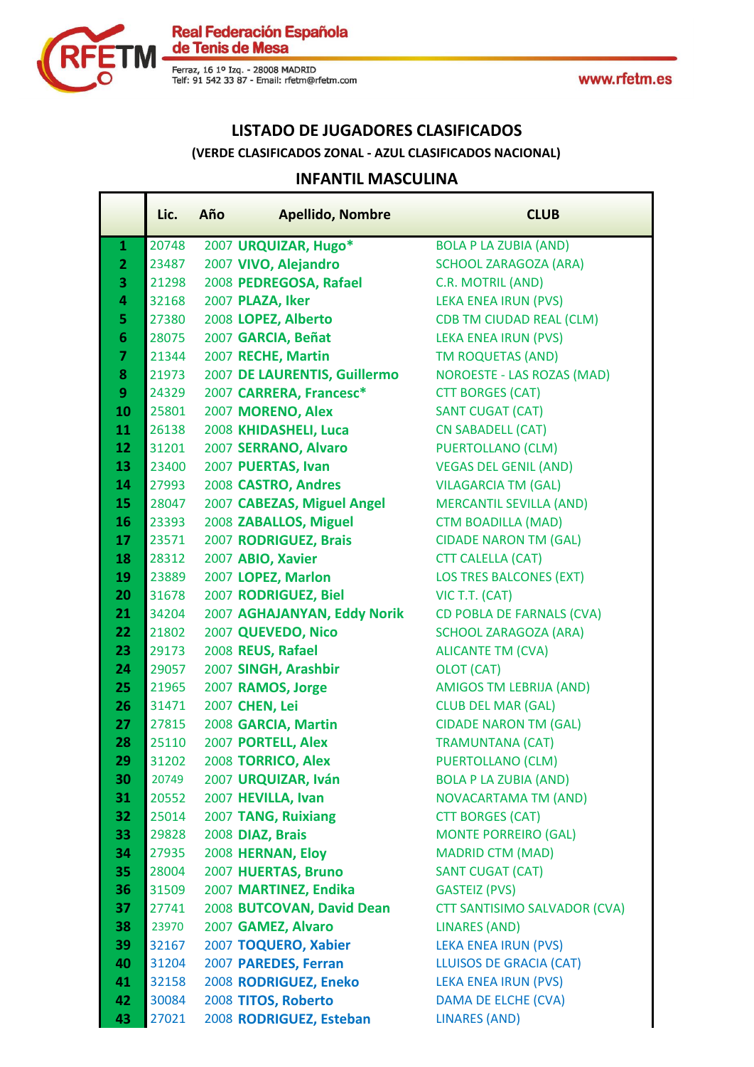# LISTADO DE JUGADORES CLASIFICADOS

### (VERDE CLASIFICADOS ZONAL - AZUL CLASIFICADOS NACIONAL)

## INFANTIL MASCULINA

| | Lic. | Año | Apellido, Nombre | CLUB |
|---|---|---|---|---|
| 1 | 20748 | 2007 | **URQUIZAR, Hugo*** | BOLA P LA ZUBIA (AND) |
| 2 | 23487 | 2007 | **VIVO, Alejandro** | SCHOOL ZARAGOZA (ARA) |
| 3 | 21298 | 2008 | **PEDREGOSA, Rafael** | C.R. MOTRIL (AND) |
| 4 | 32168 | 2007 | **PLAZA, Iker** | LEKA ENEA IRUN (PVS) |
| 5 | 27380 | 2008 | **LOPEZ, Alberto** | CDB TM CIUDAD REAL (CLM) |
| 6 | 28075 | 2007 | **GARCIA, Beñat** | LEKA ENEA IRUN (PVS) |
| 7 | 21344 | 2007 | **RECHE, Martin** | TM ROQUETAS (AND) |
| 8 | 21973 | 2007 | **DE LAURENTIS, Guillermo** | NOROESTE - LAS ROZAS (MAD) |
| 9 | 24329 | 2007 | **CARRERA, Francesc*** | CTT BORGES (CAT) |
| 10 | 25801 | 2007 | **MORENO, Alex** | SANT CUGAT (CAT) |
| 11 | 26138 | 2008 | **KHIDASHELI, Luca** | CN SABADELL (CAT) |
| 12 | 31201 | 2007 | **SERRANO, Alvaro** | PUERTOLLANO (CLM) |
| 13 | 23400 | 2007 | **PUERTAS, Ivan** | VEGAS DEL GENIL (AND) |
| 14 | 27993 | 2008 | **CASTRO, Andres** | VILAGARCIA TM (GAL) |
| 15 | 28047 | 2007 | **CABEZAS, Miguel Angel** | MERCANTIL SEVILLA (AND) |
| 16 | 23393 | 2008 | **ZABALLOS, Miguel** | CTM BOADILLA (MAD) |
| 17 | 23571 | 2007 | **RODRIGUEZ, Brais** | CIDADE NARON TM (GAL) |
| 18 | 28312 | 2007 | **ABIO, Xavier** | CTT CALELLA (CAT) |
| 19 | 23889 | 2007 | **LOPEZ, Marlon** | LOS TRES BALCONES (EXT) |
| 20 | 31678 | 2007 | **RODRIGUEZ, Biel** | VIC T.T. (CAT) |
| 21 | 34204 | 2007 | **AGHAJANYAN, Eddy Norik** | CD POBLA DE FARNALS (CVA) |
| 22 | 21802 | 2007 | **QUEVEDO, Nico** | SCHOOL ZARAGOZA (ARA) |
| 23 | 29173 | 2008 | **REUS, Rafael** | ALICANTE TM (CVA) |
| 24 | 29057 | 2007 | **SINGH, Arashbir** | OLOT (CAT) |
| 25 | 21965 | 2007 | **RAMOS, Jorge** | AMIGOS TM LEBRIJA (AND) |
| 26 | 31471 | 2007 | **CHEN, Lei** | CLUB DEL MAR (GAL) |
| 27 | 27815 | 2008 | **GARCIA, Martin** | CIDADE NARON TM (GAL) |
| 28 | 25110 | 2007 | **PORTELL, Alex** | TRAMUNTANA (CAT) |
| 29 | 31202 | 2008 | **TORRICO, Alex** | PUERTOLLANO (CLM) |
| 30 | 20749 | 2007 | **URQUIZAR, Iván** | BOLA P LA ZUBIA (AND) |
| 31 | 20552 | 2007 | **HEVILLA, Ivan** | NOVACARTAMA TM (AND) |
| 32 | 25014 | 2007 | **TANG, Ruixiang** | CTT BORGES (CAT) |
| 33 | 29828 | 2008 | **DIAZ, Brais** | MONTE PORREIRO (GAL) |
| 34 | 27935 | 2008 | **HERNAN, Eloy** | MADRID CTM (MAD) |
| 35 | 28004 | 2007 | **HUERTAS, Bruno** | SANT CUGAT (CAT) |
| 36 | 31509 | 2007 | **MARTINEZ, Endika** | GASTEIZ (PVS) |
| 37 | 27741 | 2008 | **BUTCOVAN, David Dean** | CTT SANTISIMO SALVADOR (CVA) |
| 38 | 23970 | 2007 | **GAMEZ, Alvaro** | LINARES (AND) |
| 39 | 32167 | 2007 | **TOQUERO, Xabier** | LEKA ENEA IRUN (PVS) |
| 40 | 31204 | 2007 | **PAREDES, Ferran** | LLUISOS DE GRACIA (CAT) |
| 41 | 32158 | 2008 | **RODRIGUEZ, Eneko** | LEKA ENEA IRUN (PVS) |
| 42 | 30084 | 2008 | **TITOS, Roberto** | DAMA DE ELCHE (CVA) |
| 43 | 27021 | 2008 | **RODRIGUEZ, Esteban** | LINARES (AND) |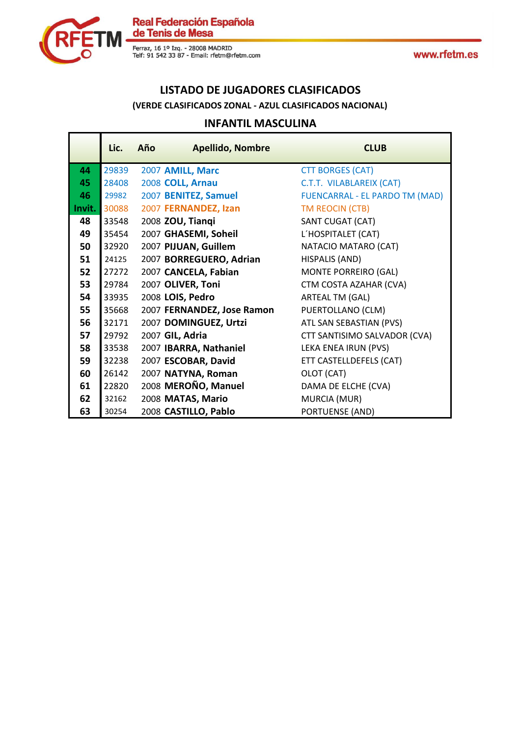## LISTADO DE JUGADORES CLASIFICADOS

**(VERDE CLASIFICADOS ZONAL - AZUL CLASIFICADOS NACIONAL)**

### INFANTIL MASCULINA

| | Lic. | Año | Apellido, Nombre | CLUB |
|---|---|---|---|---|
| 44 | 29839 | 2007 | AMILL, Marc | CTT BORGES (CAT) |
| 45 | 28408 | 2008 | COLL, Arnau | C.T.T. VILABLAREIX (CAT) |
| 46 | 29982 | 2007 | BENITEZ, Samuel | FUENCARRAL - EL PARDO TM (MAD) |
| Invit. | 30088 | 2007 | FERNANDEZ, Izan | TM REOCIN (CTB) |
| 48 | 33548 | 2008 | ZOU, Tianqi | SANT CUGAT (CAT) |
| 49 | 35454 | 2007 | GHASEMI, Soheil | L´HOSPITALET (CAT) |
| 50 | 32920 | 2007 | PIJUAN, Guillem | NATACIO MATARO (CAT) |
| 51 | 24125 | 2007 | BORREGUERO, Adrian | HISPALIS (AND) |
| 52 | 27272 | 2007 | CANCELA, Fabian | MONTE PORREIRO (GAL) |
| 53 | 29784 | 2007 | OLIVER, Toni | CTM COSTA AZAHAR (CVA) |
| 54 | 33935 | 2008 | LOIS, Pedro | ARTEAL TM (GAL) |
| 55 | 35668 | 2007 | FERNANDEZ, Jose Ramon | PUERTOLLANO (CLM) |
| 56 | 32171 | 2007 | DOMINGUEZ, Urtzi | ATL SAN SEBASTIAN (PVS) |
| 57 | 29792 | 2007 | GIL, Adria | CTT SANTISIMO SALVADOR (CVA) |
| 58 | 33538 | 2007 | IBARRA, Nathaniel | LEKA ENEA IRUN (PVS) |
| 59 | 32238 | 2007 | ESCOBAR, David | ETT CASTELLDEFELS (CAT) |
| 60 | 26142 | 2007 | NATYNA, Roman | OLOT (CAT) |
| 61 | 22820 | 2008 | MEROÑO, Manuel | DAMA DE ELCHE (CVA) |
| 62 | 32162 | 2008 | MATAS, Mario | MURCIA (MUR) |
| 63 | 30254 | 2008 | CASTILLO, Pablo | PORTUENSE (AND) |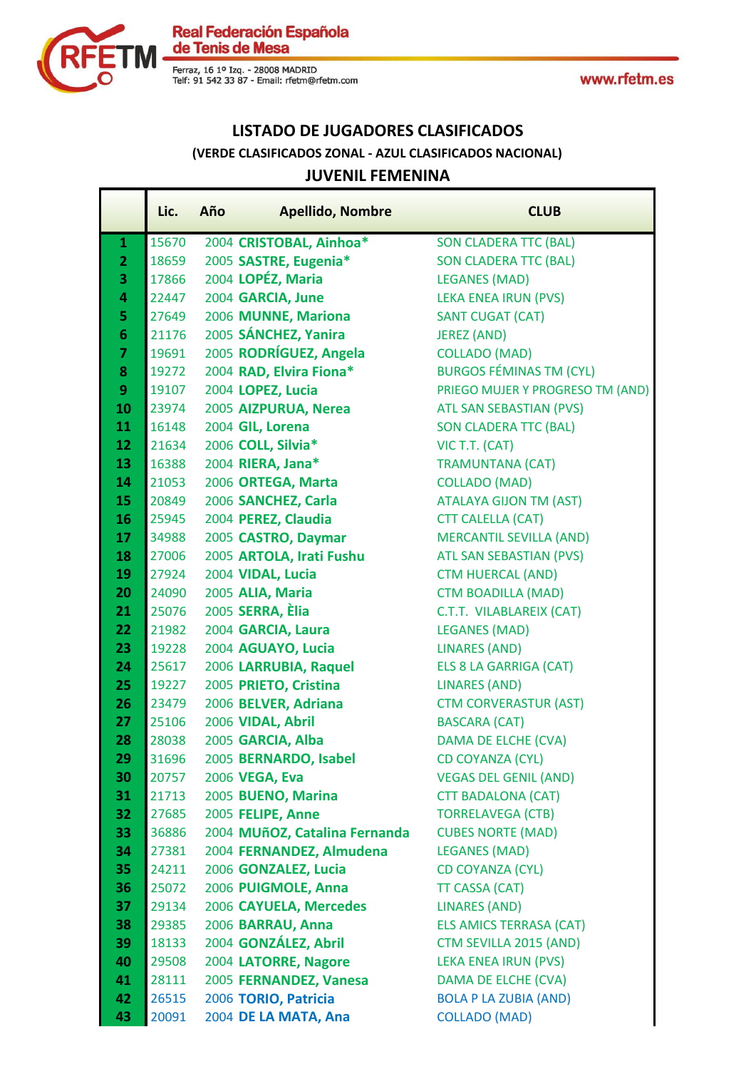Real Federación Española de Tenis de Mesa

Ferraz, 16 1º Izq. - 28008 MADRID
Telf: 91 542 33 87 - Email: rfetm@rfetm.com

www.rfetm.es

## LISTADO DE JUGADORES CLASIFICADOS

### (VERDE CLASIFICADOS ZONAL - AZUL CLASIFICADOS NACIONAL)

## JUVENIL FEMENINA

| | Lic. | Año | Apellido, Nombre | CLUB |
|---|---|---|---|---|
| 1 | 15670 | 2004 | **CRISTOBAL, Ainhoa*** | SON CLADERA TTC (BAL) |
| 2 | 18659 | 2005 | **SASTRE, Eugenia*** | SON CLADERA TTC (BAL) |
| 3 | 17866 | 2004 | **LOPÉZ, Maria** | LEGANES (MAD) |
| 4 | 22447 | 2004 | **GARCIA, June** | LEKA ENEA IRUN (PVS) |
| 5 | 27649 | 2006 | **MUNNE, Mariona** | SANT CUGAT (CAT) |
| 6 | 21176 | 2005 | **SÁNCHEZ, Yanira** | JEREZ (AND) |
| 7 | 19691 | 2005 | **RODRÍGUEZ, Angela** | COLLADO (MAD) |
| 8 | 19272 | 2004 | **RAD, Elvira Fiona*** | BURGOS FÉMINAS TM (CYL) |
| 9 | 19107 | 2004 | **LOPEZ, Lucia** | PRIEGO MUJER Y PROGRESO TM (AND) |
| 10 | 23974 | 2005 | **AIZPURUA, Nerea** | ATL SAN SEBASTIAN (PVS) |
| 11 | 16148 | 2004 | **GIL, Lorena** | SON CLADERA TTC (BAL) |
| 12 | 21634 | 2006 | **COLL, Silvia*** | VIC T.T. (CAT) |
| 13 | 16388 | 2004 | **RIERA, Jana*** | TRAMUNTANA (CAT) |
| 14 | 21053 | 2006 | **ORTEGA, Marta** | COLLADO (MAD) |
| 15 | 20849 | 2006 | **SANCHEZ, Carla** | ATALAYA GIJON TM (AST) |
| 16 | 25945 | 2004 | **PEREZ, Claudia** | CTT CALELLA (CAT) |
| 17 | 34988 | 2005 | **CASTRO, Daymar** | MERCANTIL SEVILLA (AND) |
| 18 | 27006 | 2005 | **ARTOLA, Irati Fushu** | ATL SAN SEBASTIAN (PVS) |
| 19 | 27924 | 2004 | **VIDAL, Lucia** | CTM HUERCAL (AND) |
| 20 | 24090 | 2005 | **ALIA, Maria** | CTM BOADILLA (MAD) |
| 21 | 25076 | 2005 | **SERRA, Èlia** | C.T.T. VILABLAREIX (CAT) |
| 22 | 21982 | 2004 | **GARCIA, Laura** | LEGANES (MAD) |
| 23 | 19228 | 2004 | **AGUAYO, Lucia** | LINARES (AND) |
| 24 | 25617 | 2006 | **LARRUBIA, Raquel** | ELS 8 LA GARRIGA (CAT) |
| 25 | 19227 | 2005 | **PRIETO, Cristina** | LINARES (AND) |
| 26 | 23479 | 2006 | **BELVER, Adriana** | CTM CORVERASTUR (AST) |
| 27 | 25106 | 2006 | **VIDAL, Abril** | BASCARA (CAT) |
| 28 | 28038 | 2005 | **GARCIA, Alba** | DAMA DE ELCHE (CVA) |
| 29 | 31696 | 2005 | **BERNARDO, Isabel** | CD COYANZA (CYL) |
| 30 | 20757 | 2006 | **VEGA, Eva** | VEGAS DEL GENIL (AND) |
| 31 | 21713 | 2005 | **BUENO, Marina** | CTT BADALONA (CAT) |
| 32 | 27685 | 2005 | **FELIPE, Anne** | TORRELAVEGA (CTB) |
| 33 | 36886 | 2004 | **MUñOZ, Catalina Fernanda** | CUBES NORTE (MAD) |
| 34 | 27381 | 2004 | **FERNANDEZ, Almudena** | LEGANES (MAD) |
| 35 | 24211 | 2006 | **GONZALEZ, Lucia** | CD COYANZA (CYL) |
| 36 | 25072 | 2006 | **PUIGMOLE, Anna** | TT CASSA (CAT) |
| 37 | 29134 | 2006 | **CAYUELA, Mercedes** | LINARES (AND) |
| 38 | 29385 | 2006 | **BARRAU, Anna** | ELS AMICS TERRASA (CAT) |
| 39 | 18133 | 2004 | **GONZÁLEZ, Abril** | CTM SEVILLA 2015 (AND) |
| 40 | 29508 | 2004 | **LATORRE, Nagore** | LEKA ENEA IRUN (PVS) |
| 41 | 28111 | 2005 | **FERNANDEZ, Vanesa** | DAMA DE ELCHE (CVA) |
| 42 | 26515 | 2006 | **TORIO, Patricia** | BOLA P LA ZUBIA (AND) |
| 43 | 20091 | 2004 | **DE LA MATA, Ana** | COLLADO (MAD) |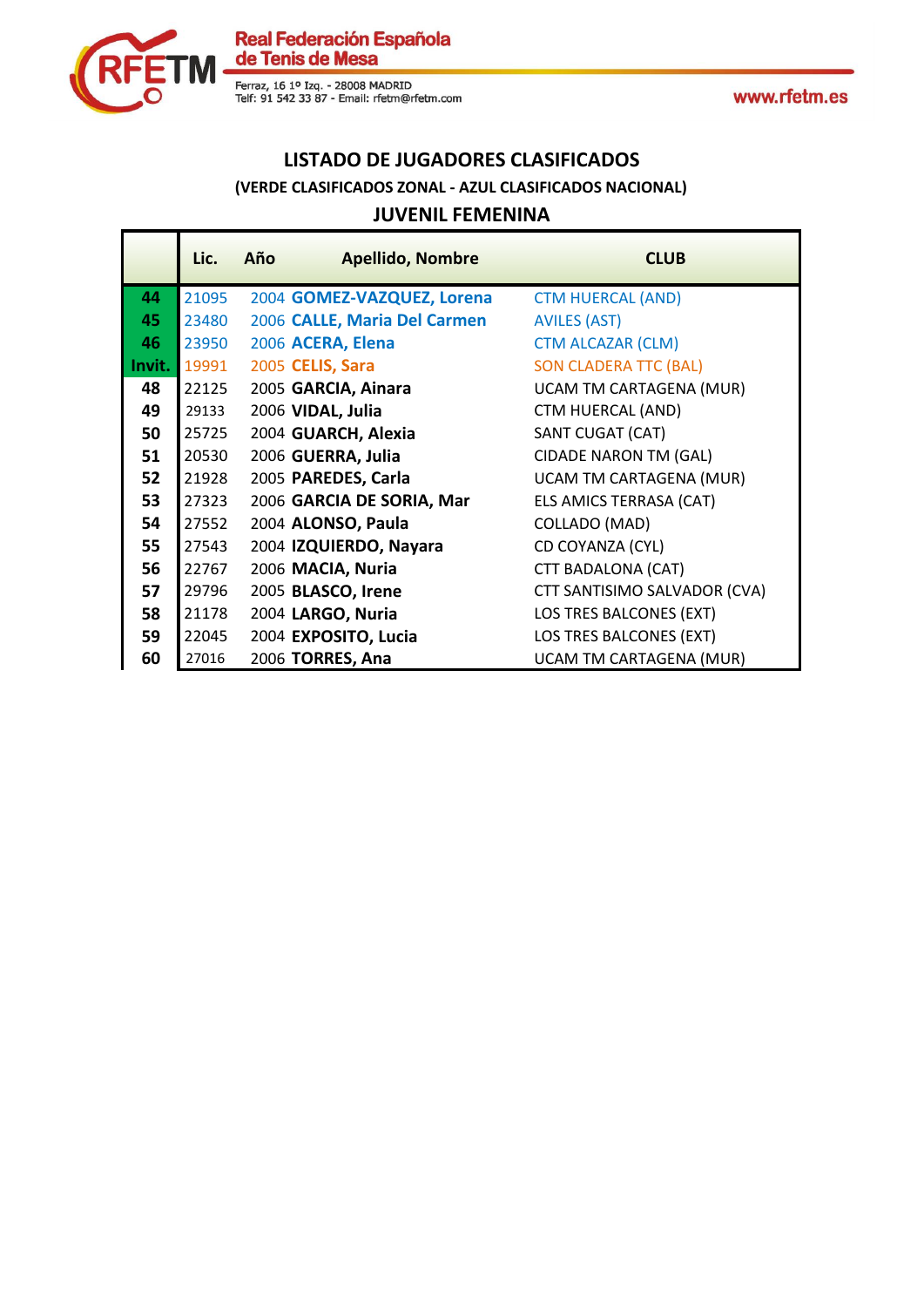## LISTADO DE JUGADORES CLASIFICADOS

**(VERDE CLASIFICADOS ZONAL - AZUL CLASIFICADOS NACIONAL)**

### JUVENIL FEMENINA

| | Lic. | Año | Apellido, Nombre | CLUB |
|---|---|---|---|---|
| **44** | 21095 | 2004 | **GOMEZ-VAZQUEZ, Lorena** | CTM HUERCAL (AND) |
| **45** | 23480 | 2006 | **CALLE, Maria Del Carmen** | AVILES (AST) |
| **46** | 23950 | 2006 | **ACERA, Elena** | CTM ALCAZAR (CLM) |
| **Invit.** | 19991 | 2005 | **CELIS, Sara** | SON CLADERA TTC (BAL) |
| **48** | 22125 | 2005 | **GARCIA, Ainara** | UCAM TM CARTAGENA (MUR) |
| **49** | 29133 | 2006 | **VIDAL, Julia** | CTM HUERCAL (AND) |
| **50** | 25725 | 2004 | **GUARCH, Alexia** | SANT CUGAT (CAT) |
| **51** | 20530 | 2006 | **GUERRA, Julia** | CIDADE NARON TM (GAL) |
| **52** | 21928 | 2005 | **PAREDES, Carla** | UCAM TM CARTAGENA (MUR) |
| **53** | 27323 | 2006 | **GARCIA DE SORIA, Mar** | ELS AMICS TERRASA (CAT) |
| **54** | 27552 | 2004 | **ALONSO, Paula** | COLLADO (MAD) |
| **55** | 27543 | 2004 | **IZQUIERDO, Nayara** | CD COYANZA (CYL) |
| **56** | 22767 | 2006 | **MACIA, Nuria** | CTT BADALONA (CAT) |
| **57** | 29796 | 2005 | **BLASCO, Irene** | CTT SANTISIMO SALVADOR (CVA) |
| **58** | 21178 | 2004 | **LARGO, Nuria** | LOS TRES BALCONES (EXT) |
| **59** | 22045 | 2004 | **EXPOSITO, Lucia** | LOS TRES BALCONES (EXT) |
| **60** | 27016 | 2006 | **TORRES, Ana** | UCAM TM CARTAGENA (MUR) |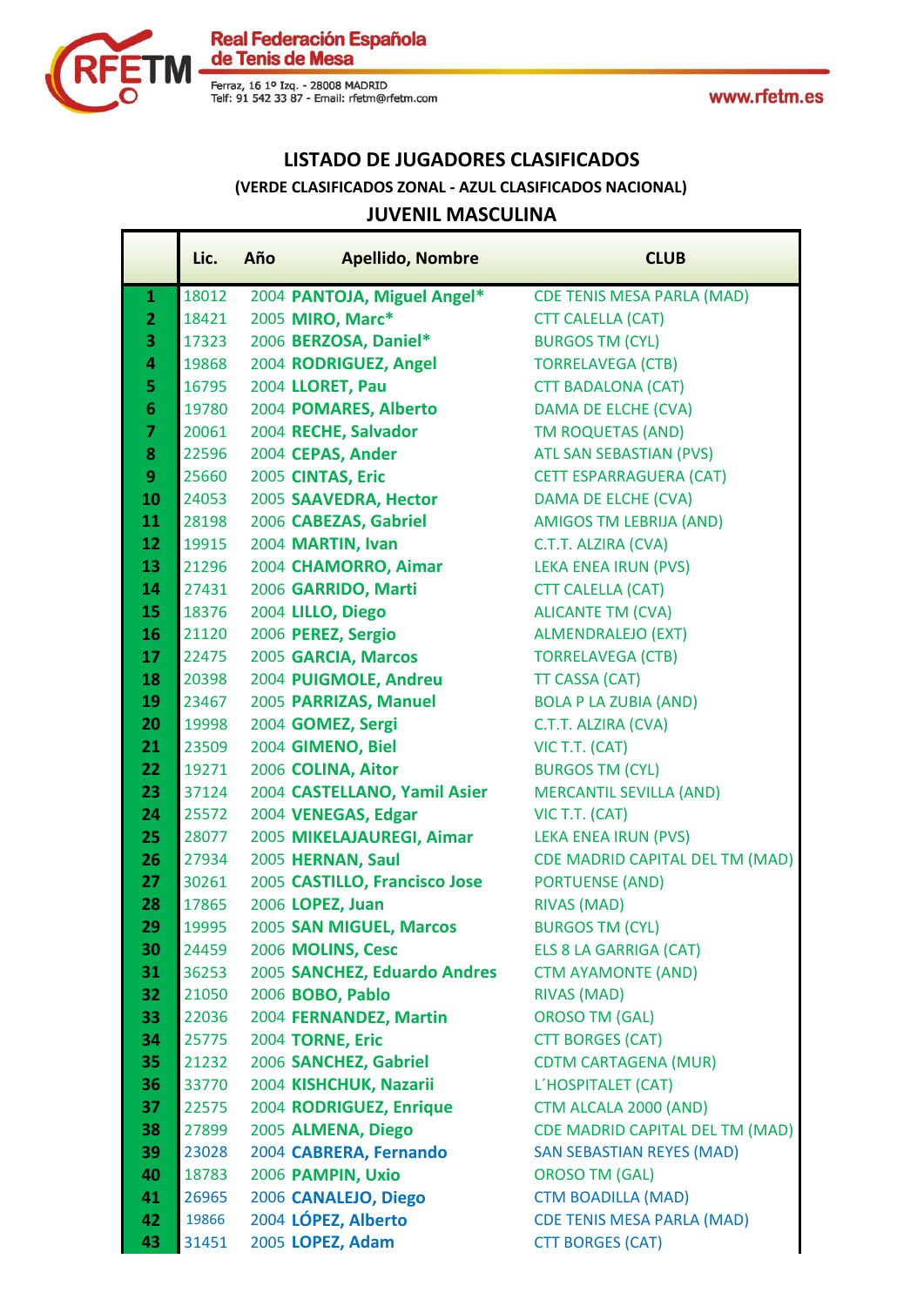Real Federación Española de Tenis de Mesa

Ferraz, 16 1º Izq. - 28008 MADRID
Telf: 91 542 33 87 - Email: rfetm@rfetm.com

www.rfetm.es

## LISTADO DE JUGADORES CLASIFICADOS

### (VERDE CLASIFICADOS ZONAL - AZUL CLASIFICADOS NACIONAL)

## JUVENIL MASCULINA

| | Lic. | Año | Apellido, Nombre | CLUB |
|---|---|---|---|---|
| 1 | 18012 | 2004 | PANTOJA, Miguel Angel* | CDE TENIS MESA PARLA (MAD) |
| 2 | 18421 | 2005 | MIRO, Marc* | CTT CALELLA (CAT) |
| 3 | 17323 | 2006 | BERZOSA, Daniel* | BURGOS TM (CYL) |
| 4 | 19868 | 2004 | RODRIGUEZ, Angel | TORRELAVEGA (CTB) |
| 5 | 16795 | 2004 | LLORET, Pau | CTT BADALONA (CAT) |
| 6 | 19780 | 2004 | POMARES, Alberto | DAMA DE ELCHE (CVA) |
| 7 | 20061 | 2004 | RECHE, Salvador | TM ROQUETAS (AND) |
| 8 | 22596 | 2004 | CEPAS, Ander | ATL SAN SEBASTIAN (PVS) |
| 9 | 25660 | 2005 | CINTAS, Eric | CETT ESPARRAGUERA (CAT) |
| 10 | 24053 | 2005 | SAAVEDRA, Hector | DAMA DE ELCHE (CVA) |
| 11 | 28198 | 2006 | CABEZAS, Gabriel | AMIGOS TM LEBRIJA (AND) |
| 12 | 19915 | 2004 | MARTIN, Ivan | C.T.T. ALZIRA (CVA) |
| 13 | 21296 | 2004 | CHAMORRO, Aimar | LEKA ENEA IRUN (PVS) |
| 14 | 27431 | 2006 | GARRIDO, Marti | CTT CALELLA (CAT) |
| 15 | 18376 | 2004 | LILLO, Diego | ALICANTE TM (CVA) |
| 16 | 21120 | 2006 | PEREZ, Sergio | ALMENDRALEJO (EXT) |
| 17 | 22475 | 2005 | GARCIA, Marcos | TORRELAVEGA (CTB) |
| 18 | 20398 | 2004 | PUIGMOLE, Andreu | TT CASSA (CAT) |
| 19 | 23467 | 2005 | PARRIZAS, Manuel | BOLA P LA ZUBIA (AND) |
| 20 | 19998 | 2004 | GOMEZ, Sergi | C.T.T. ALZIRA (CVA) |
| 21 | 23509 | 2004 | GIMENO, Biel | VIC T.T. (CAT) |
| 22 | 19271 | 2006 | COLINA, Aitor | BURGOS TM (CYL) |
| 23 | 37124 | 2004 | CASTELLANO, Yamil Asier | MERCANTIL SEVILLA (AND) |
| 24 | 25572 | 2004 | VENEGAS, Edgar | VIC T.T. (CAT) |
| 25 | 28077 | 2005 | MIKELAJAUREGI, Aimar | LEKA ENEA IRUN (PVS) |
| 26 | 27934 | 2005 | HERNAN, Saul | CDE MADRID CAPITAL DEL TM (MAD) |
| 27 | 30261 | 2005 | CASTILLO, Francisco Jose | PORTUENSE (AND) |
| 28 | 17865 | 2006 | LOPEZ, Juan | RIVAS (MAD) |
| 29 | 19995 | 2005 | SAN MIGUEL, Marcos | BURGOS TM (CYL) |
| 30 | 24459 | 2006 | MOLINS, Cesc | ELS 8 LA GARRIGA (CAT) |
| 31 | 36253 | 2005 | SANCHEZ, Eduardo Andres | CTM AYAMONTE (AND) |
| 32 | 21050 | 2006 | BOBO, Pablo | RIVAS (MAD) |
| 33 | 22036 | 2004 | FERNANDEZ, Martin | OROSO TM (GAL) |
| 34 | 25775 | 2004 | TORNE, Eric | CTT BORGES (CAT) |
| 35 | 21232 | 2006 | SANCHEZ, Gabriel | CDTM CARTAGENA (MUR) |
| 36 | 33770 | 2004 | KISHCHUK, Nazarii | L´HOSPITALET (CAT) |
| 37 | 22575 | 2004 | RODRIGUEZ, Enrique | CTM ALCALA 2000 (AND) |
| 38 | 27899 | 2005 | ALMENA, Diego | CDE MADRID CAPITAL DEL TM (MAD) |
| 39 | 23028 | 2004 | CABRERA, Fernando | SAN SEBASTIAN REYES (MAD) |
| 40 | 18783 | 2006 | PAMPIN, Uxio | OROSO TM (GAL) |
| 41 | 26965 | 2006 | CANALEJO, Diego | CTM BOADILLA (MAD) |
| 42 | 19866 | 2004 | LÓPEZ, Alberto | CDE TENIS MESA PARLA (MAD) |
| 43 | 31451 | 2005 | LOPEZ, Adam | CTT BORGES (CAT) |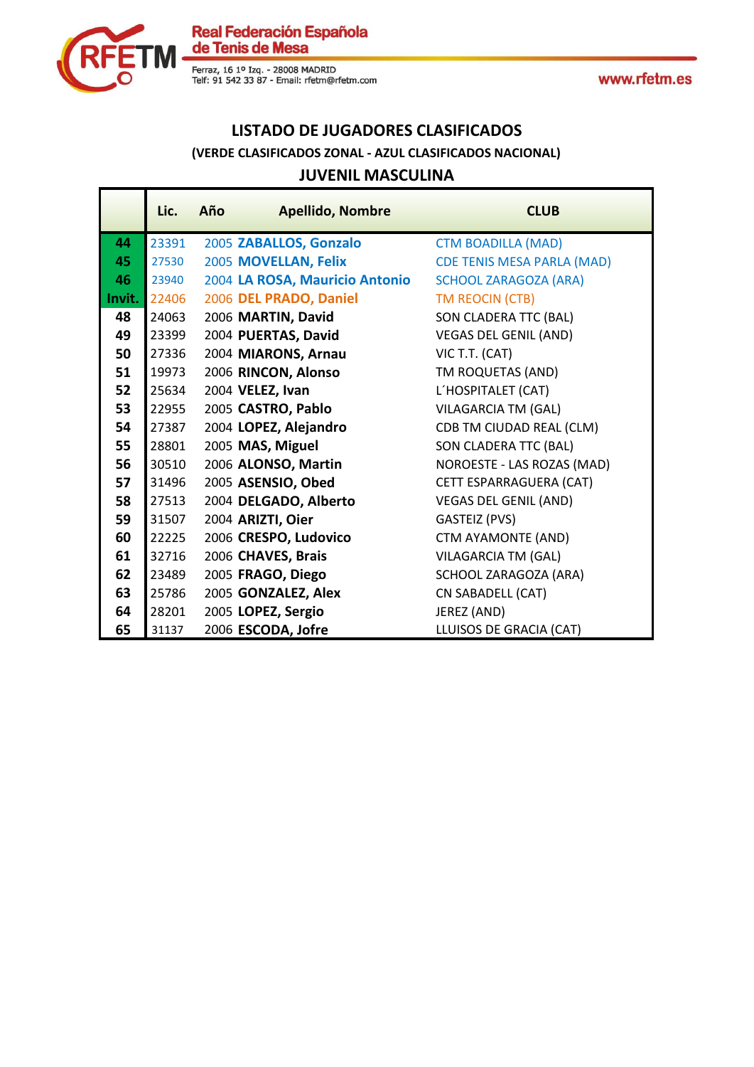## LISTADO DE JUGADORES CLASIFICADOS

### (VERDE CLASIFICADOS ZONAL - AZUL CLASIFICADOS NACIONAL)

### JUVENIL MASCULINA

| | Lic. | Año | Apellido, Nombre | CLUB |
|---|---|---|---|---|
| 44 | 23391 | 2005 | **ZABALLOS, Gonzalo** | CTM BOADILLA (MAD) |
| 45 | 27530 | 2005 | **MOVELLAN, Felix** | CDE TENIS MESA PARLA (MAD) |
| 46 | 23940 | 2004 | **LA ROSA, Mauricio Antonio** | SCHOOL ZARAGOZA (ARA) |
| Invit. | 22406 | 2006 | **DEL PRADO, Daniel** | TM REOCIN (CTB) |
| 48 | 24063 | 2006 | **MARTIN, David** | SON CLADERA TTC (BAL) |
| 49 | 23399 | 2004 | **PUERTAS, David** | VEGAS DEL GENIL (AND) |
| 50 | 27336 | 2004 | **MIARONS, Arnau** | VIC T.T. (CAT) |
| 51 | 19973 | 2006 | **RINCON, Alonso** | TM ROQUETAS (AND) |
| 52 | 25634 | 2004 | **VELEZ, Ivan** | L´HOSPITALET (CAT) |
| 53 | 22955 | 2005 | **CASTRO, Pablo** | VILAGARCIA TM (GAL) |
| 54 | 27387 | 2004 | **LOPEZ, Alejandro** | CDB TM CIUDAD REAL (CLM) |
| 55 | 28801 | 2005 | **MAS, Miguel** | SON CLADERA TTC (BAL) |
| 56 | 30510 | 2006 | **ALONSO, Martin** | NOROESTE - LAS ROZAS (MAD) |
| 57 | 31496 | 2005 | **ASENSIO, Obed** | CETT ESPARRAGUERA (CAT) |
| 58 | 27513 | 2004 | **DELGADO, Alberto** | VEGAS DEL GENIL (AND) |
| 59 | 31507 | 2004 | **ARIZTI, Oier** | GASTEIZ (PVS) |
| 60 | 22225 | 2006 | **CRESPO, Ludovico** | CTM AYAMONTE (AND) |
| 61 | 32716 | 2006 | **CHAVES, Brais** | VILAGARCIA TM (GAL) |
| 62 | 23489 | 2005 | **FRAGO, Diego** | SCHOOL ZARAGOZA (ARA) |
| 63 | 25786 | 2005 | **GONZALEZ, Alex** | CN SABADELL (CAT) |
| 64 | 28201 | 2005 | **LOPEZ, Sergio** | JEREZ (AND) |
| 65 | 31137 | 2006 | **ESCODA, Jofre** | LLUISOS DE GRACIA (CAT) |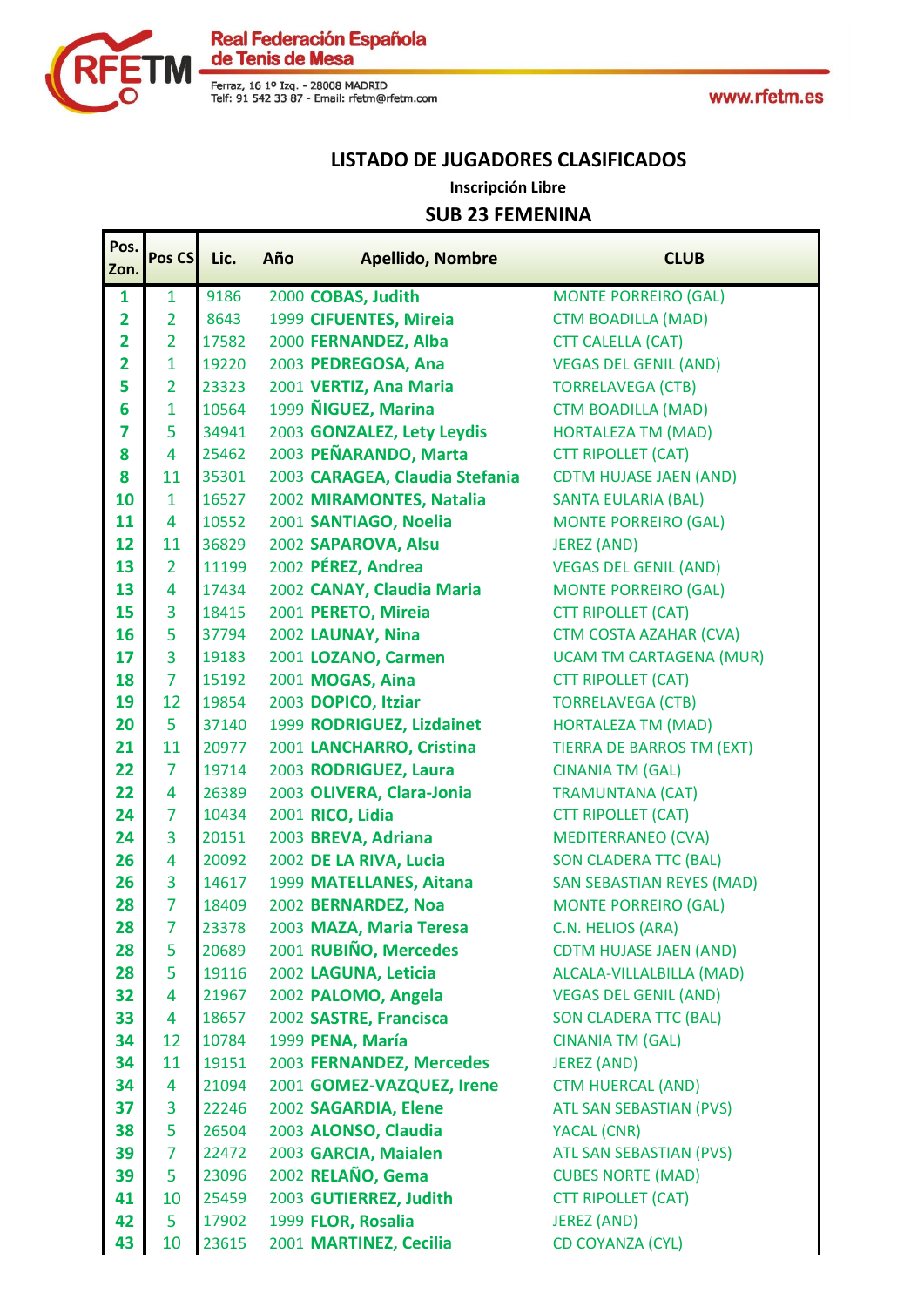# LISTADO DE JUGADORES CLASIFICADOS

**Inscripción Libre**

## SUB 23 FEMENINA

| Pos. Zon. | Pos CS | Lic. | Año | Apellido, Nombre | CLUB |
|---|---|---|---|---|---|
| 1 | 1 | 9186 | 2000 | **COBAS, Judith** | MONTE PORREIRO (GAL) |
| 2 | 2 | 8643 | 1999 | **CIFUENTES, Mireia** | CTM BOADILLA (MAD) |
| 2 | 2 | 17582 | 2000 | **FERNANDEZ, Alba** | CTT CALELLA (CAT) |
| 2 | 1 | 19220 | 2003 | **PEDREGOSA, Ana** | VEGAS DEL GENIL (AND) |
| 5 | 2 | 23323 | 2001 | **VERTIZ, Ana Maria** | TORRELAVEGA (CTB) |
| 6 | 1 | 10564 | 1999 | **ÑIGUEZ, Marina** | CTM BOADILLA (MAD) |
| 7 | 5 | 34941 | 2003 | **GONZALEZ, Lety Leydis** | HORTALEZA TM (MAD) |
| 8 | 4 | 25462 | 2003 | **PEÑARANDO, Marta** | CTT RIPOLLET (CAT) |
| 8 | 11 | 35301 | 2003 | **CARAGEA, Claudia Stefania** | CDTM HUJASE JAEN (AND) |
| 10 | 1 | 16527 | 2002 | **MIRAMONTES, Natalia** | SANTA EULARIA (BAL) |
| 11 | 4 | 10552 | 2001 | **SANTIAGO, Noelia** | MONTE PORREIRO (GAL) |
| 12 | 11 | 36829 | 2002 | **SAPAROVA, Alsu** | JEREZ (AND) |
| 13 | 2 | 11199 | 2002 | **PÉREZ, Andrea** | VEGAS DEL GENIL (AND) |
| 13 | 4 | 17434 | 2002 | **CANAY, Claudia Maria** | MONTE PORREIRO (GAL) |
| 15 | 3 | 18415 | 2001 | **PERETO, Mireia** | CTT RIPOLLET (CAT) |
| 16 | 5 | 37794 | 2002 | **LAUNAY, Nina** | CTM COSTA AZAHAR (CVA) |
| 17 | 3 | 19183 | 2001 | **LOZANO, Carmen** | UCAM TM CARTAGENA (MUR) |
| 18 | 7 | 15192 | 2001 | **MOGAS, Aina** | CTT RIPOLLET (CAT) |
| 19 | 12 | 19854 | 2003 | **DOPICO, Itziar** | TORRELAVEGA (CTB) |
| 20 | 5 | 37140 | 1999 | **RODRIGUEZ, Lizdainet** | HORTALEZA TM (MAD) |
| 21 | 11 | 20977 | 2001 | **LANCHARRO, Cristina** | TIERRA DE BARROS TM (EXT) |
| 22 | 7 | 19714 | 2003 | **RODRIGUEZ, Laura** | CINANIA TM (GAL) |
| 22 | 4 | 26389 | 2003 | **OLIVERA, Clara-Jonia** | TRAMUNTANA (CAT) |
| 24 | 7 | 10434 | 2001 | **RICO, Lidia** | CTT RIPOLLET (CAT) |
| 24 | 3 | 20151 | 2003 | **BREVA, Adriana** | MEDITERRANEO (CVA) |
| 26 | 4 | 20092 | 2002 | **DE LA RIVA, Lucia** | SON CLADERA TTC (BAL) |
| 26 | 3 | 14617 | 1999 | **MATELLANES, Aitana** | SAN SEBASTIAN REYES (MAD) |
| 28 | 7 | 18409 | 2002 | **BERNARDEZ, Noa** | MONTE PORREIRO (GAL) |
| 28 | 7 | 23378 | 2003 | **MAZA, Maria Teresa** | C.N. HELIOS (ARA) |
| 28 | 5 | 20689 | 2001 | **RUBIÑO, Mercedes** | CDTM HUJASE JAEN (AND) |
| 28 | 5 | 19116 | 2002 | **LAGUNA, Leticia** | ALCALA-VILLALBILLA (MAD) |
| 32 | 4 | 21967 | 2002 | **PALOMO, Angela** | VEGAS DEL GENIL (AND) |
| 33 | 4 | 18657 | 2002 | **SASTRE, Francisca** | SON CLADERA TTC (BAL) |
| 34 | 12 | 10784 | 1999 | **PENA, María** | CINANIA TM (GAL) |
| 34 | 11 | 19151 | 2003 | **FERNANDEZ, Mercedes** | JEREZ (AND) |
| 34 | 4 | 21094 | 2001 | **GOMEZ-VAZQUEZ, Irene** | CTM HUERCAL (AND) |
| 37 | 3 | 22246 | 2002 | **SAGARDIA, Elene** | ATL SAN SEBASTIAN (PVS) |
| 38 | 5 | 26504 | 2003 | **ALONSO, Claudia** | YACAL (CNR) |
| 39 | 7 | 22472 | 2003 | **GARCIA, Maialen** | ATL SAN SEBASTIAN (PVS) |
| 39 | 5 | 23096 | 2002 | **RELAÑO, Gema** | CUBES NORTE (MAD) |
| 41 | 10 | 25459 | 2003 | **GUTIERRREZ, Judith** | CTT RIPOLLET (CAT) |
| 42 | 5 | 17902 | 1999 | **FLOR, Rosalia** | JEREZ (AND) |
| 43 | 10 | 23615 | 2001 | **MARTINEZ, Cecilia** | CD COYANZA (CYL) |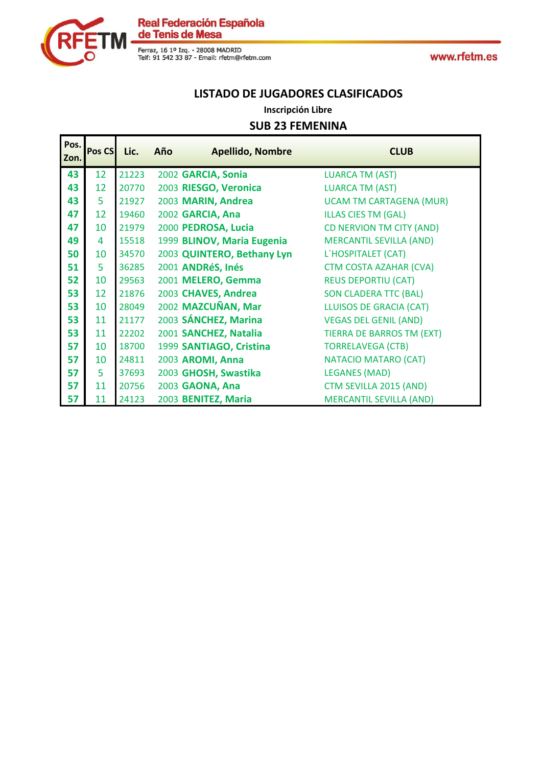## LISTADO DE JUGADORES CLASIFICADOS

**Inscripción Libre**

### SUB 23 FEMENINA

| Pos. Zon. | Pos CS | Lic. | Año | Apellido, Nombre | CLUB |
|---|---|---|---|---|---|
| 43 | 12 | 21223 | 2002 | GARCIA, Sonia | LUARCA TM (AST) |
| 43 | 12 | 20770 | 2003 | RIESGO, Veronica | LUARCA TM (AST) |
| 43 | 5 | 21927 | 2003 | MARIN, Andrea | UCAM TM CARTAGENA (MUR) |
| 47 | 12 | 19460 | 2002 | GARCIA, Ana | ILLAS CIES TM (GAL) |
| 47 | 10 | 21979 | 2000 | PEDROSA, Lucia | CD NERVION TM CITY (AND) |
| 49 | 4 | 15518 | 1999 | BLINOV, Maria Eugenia | MERCANTIL SEVILLA (AND) |
| 50 | 10 | 34570 | 2003 | QUINTERO, Bethany Lyn | L´HOSPITALET (CAT) |
| 51 | 5 | 36285 | 2001 | ANDRéS, Inés | CTM COSTA AZAHAR (CVA) |
| 52 | 10 | 29563 | 2001 | MELERO, Gemma | REUS DEPORTIU (CAT) |
| 53 | 12 | 21876 | 2003 | CHAVES, Andrea | SON CLADERA TTC (BAL) |
| 53 | 10 | 28049 | 2002 | MAZCUÑAN, Mar | LLUISOS DE GRACIA (CAT) |
| 53 | 11 | 21177 | 2003 | SÁNCHEZ, Marina | VEGAS DEL GENIL (AND) |
| 53 | 11 | 22202 | 2001 | SANCHEZ, Natalia | TIERRA DE BARROS TM (EXT) |
| 57 | 10 | 18700 | 1999 | SANTIAGO, Cristina | TORRELAVEGA (CTB) |
| 57 | 10 | 24811 | 2003 | AROMI, Anna | NATACIO MATARO (CAT) |
| 57 | 5 | 37693 | 2003 | GHOSH, Swastika | LEGANES (MAD) |
| 57 | 11 | 20756 | 2003 | GAONA, Ana | CTM SEVILLA 2015 (AND) |
| 57 | 11 | 24123 | 2003 | BENITEZ, Maria | MERCANTIL SEVILLA (AND) |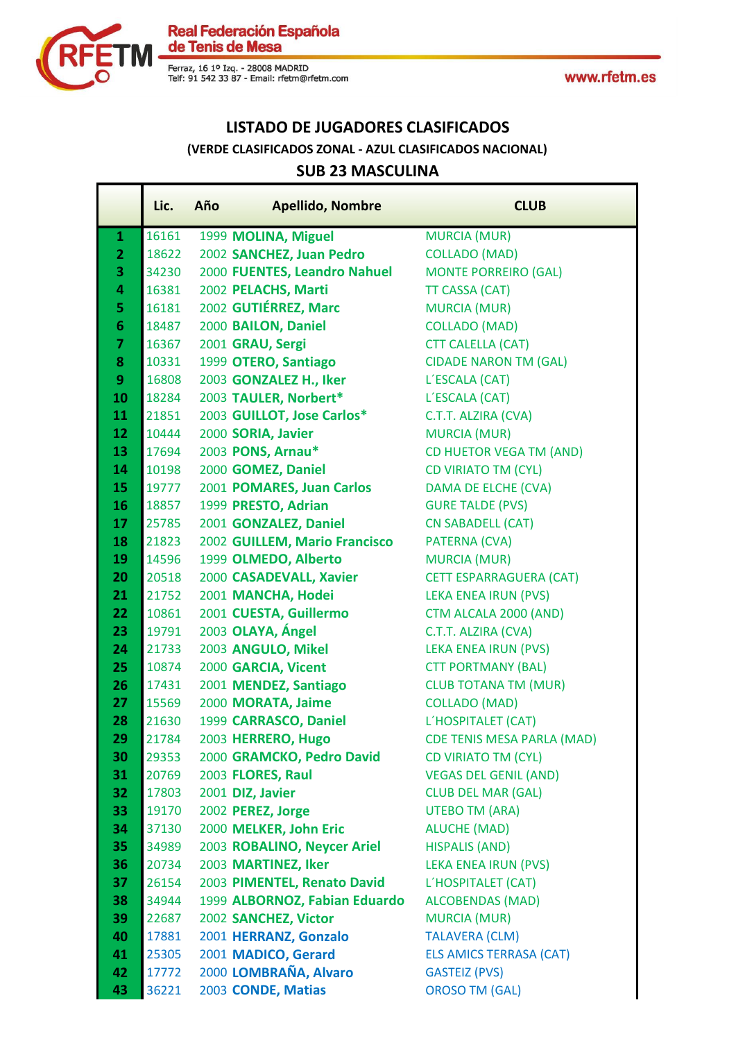Real Federación Española de Tenis de Mesa

Ferraz, 16 1º Izq. - 28008 MADRID
Telf: 91 542 33 87 - Email: rfetm@rfetm.com

www.rfetm.es

## LISTADO DE JUGADORES CLASIFICADOS

(VERDE CLASIFICADOS ZONAL - AZUL CLASIFICADOS NACIONAL)

## SUB 23 MASCULINA

| | Lic. | Año | Apellido, Nombre | CLUB |
|---|---|---|---|---|
| 1 | 16161 | 1999 | **MOLINA, Miguel** | MURCIA (MUR) |
| 2 | 18622 | 2002 | **SANCHEZ, Juan Pedro** | COLLADO (MAD) |
| 3 | 34230 | 2000 | **FUENTES, Leandro Nahuel** | MONTE PORREIRO (GAL) |
| 4 | 16381 | 2002 | **PELACHS, Marti** | TT CASSA (CAT) |
| 5 | 16181 | 2002 | **GUTIÉRREZ, Marc** | MURCIA (MUR) |
| 6 | 18487 | 2000 | **BAILON, Daniel** | COLLADO (MAD) |
| 7 | 16367 | 2001 | **GRAU, Sergi** | CTT CALELLA (CAT) |
| 8 | 10331 | 1999 | **OTERO, Santiago** | CIDADE NARON TM (GAL) |
| 9 | 16808 | 2003 | **GONZALEZ H., Iker** | L´ESCALA (CAT) |
| 10 | 18284 | 2003 | **TAULER, Norbert*** | L´ESCALA (CAT) |
| 11 | 21851 | 2003 | **GUILLOT, Jose Carlos*** | C.T.T. ALZIRA (CVA) |
| 12 | 10444 | 2000 | **SORIA, Javier** | MURCIA (MUR) |
| 13 | 17694 | 2003 | **PONS, Arnau*** | CD HUETOR VEGA TM (AND) |
| 14 | 10198 | 2000 | **GOMEZ, Daniel** | CD VIRIATO TM (CYL) |
| 15 | 19777 | 2001 | **POMARES, Juan Carlos** | DAMA DE ELCHE (CVA) |
| 16 | 18857 | 1999 | **PRESTO, Adrian** | GURE TALDE (PVS) |
| 17 | 25785 | 2001 | **GONZALEZ, Daniel** | CN SABADELL (CAT) |
| 18 | 21823 | 2002 | **GUILLEM, Mario Francisco** | PATERNA (CVA) |
| 19 | 14596 | 1999 | **OLMEDO, Alberto** | MURCIA (MUR) |
| 20 | 20518 | 2000 | **CASADEVALL, Xavier** | CETT ESPARRAGUERA (CAT) |
| 21 | 21752 | 2001 | **MANCHA, Hodei** | LEKA ENEA IRUN (PVS) |
| 22 | 10861 | 2001 | **CUESTA, Guillermo** | CTM ALCALA 2000 (AND) |
| 23 | 19791 | 2003 | **OLAYA, Ángel** | C.T.T. ALZIRA (CVA) |
| 24 | 21733 | 2003 | **ANGULO, Mikel** | LEKA ENEA IRUN (PVS) |
| 25 | 10874 | 2000 | **GARCIA, Vicent** | CTT PORTMANY (BAL) |
| 26 | 17431 | 2001 | **MENDEZ, Santiago** | CLUB TOTANA TM (MUR) |
| 27 | 15569 | 2000 | **MORATA, Jaime** | COLLADO (MAD) |
| 28 | 21630 | 1999 | **CARRASCO, Daniel** | L´HOSPITALET (CAT) |
| 29 | 21784 | 2003 | **HERRERO, Hugo** | CDE TENIS MESA PARLA (MAD) |
| 30 | 29353 | 2000 | **GRAMCKO, Pedro David** | CD VIRIATO TM (CYL) |
| 31 | 20769 | 2003 | **FLORES, Raul** | VEGAS DEL GENIL (AND) |
| 32 | 17803 | 2001 | **DIZ, Javier** | CLUB DEL MAR (GAL) |
| 33 | 19170 | 2002 | **PEREZ, Jorge** | UTEBO TM (ARA) |
| 34 | 37130 | 2000 | **MELKER, John Eric** | ALUCHE (MAD) |
| 35 | 34989 | 2003 | **ROBALINO, Neycer Ariel** | HISPALIS (AND) |
| 36 | 20734 | 2003 | **MARTINEZ, Iker** | LEKA ENEA IRUN (PVS) |
| 37 | 26154 | 2003 | **PIMENTEL, Renato David** | L´HOSPITALET (CAT) |
| 38 | 34944 | 1999 | **ALBORNOZ, Fabian Eduardo** | ALCOBENDAS (MAD) |
| 39 | 22687 | 2002 | **SANCHEZ, Victor** | MURCIA (MUR) |
| 40 | 17881 | 2001 | **HERRANZ, Gonzalo** | TALAVERA (CLM) |
| 41 | 25305 | 2001 | **MADICO, Gerard** | ELS AMICS TERRASA (CAT) |
| 42 | 17772 | 2000 | **LOMBRAÑA, Alvaro** | GASTEIZ (PVS) |
| 43 | 36221 | 2003 | **CONDE, Matias** | OROSO TM (GAL) |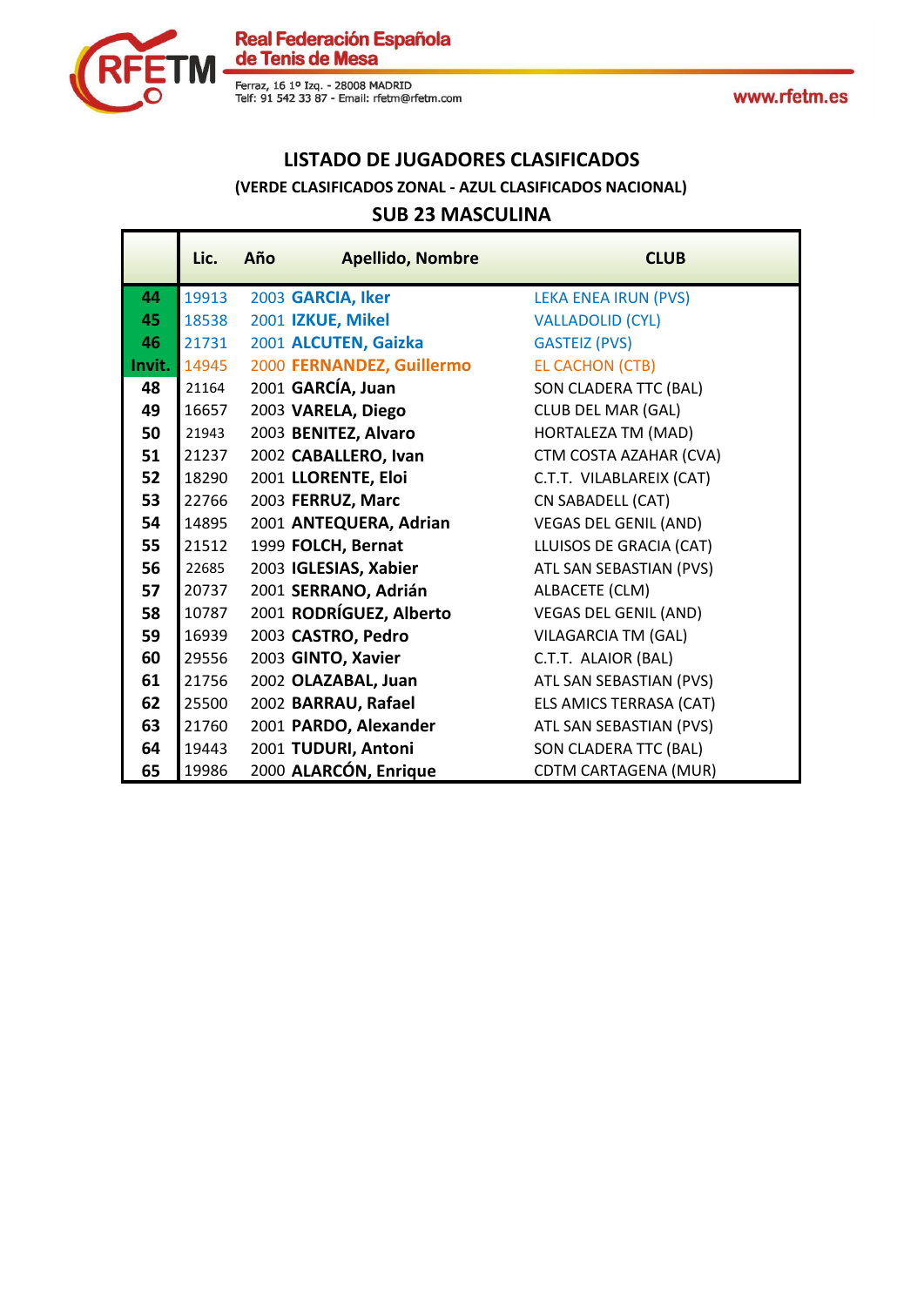# LISTADO DE JUGADORES CLASIFICADOS

### (VERDE CLASIFICADOS ZONAL - AZUL CLASIFICADOS NACIONAL)

## SUB 23 MASCULINA

| | Lic. | Año | Apellido, Nombre | CLUB |
|---|---|---|---|---|
| 44 | 19913 | 2003 | **GARCIA, Iker** | LEKA ENEA IRUN (PVS) |
| 45 | 18538 | 2001 | **IZKUE, Mikel** | VALLADOLID (CYL) |
| 46 | 21731 | 2001 | **ALCUTEN, Gaizka** | GASTEIZ (PVS) |
| Invit. | 14945 | 2000 | **FERNANDEZ, Guillermo** | EL CACHON (CTB) |
| 48 | 21164 | 2001 | **GARCÍA, Juan** | SON CLADERA TTC (BAL) |
| 49 | 16657 | 2003 | **VARELA, Diego** | CLUB DEL MAR (GAL) |
| 50 | 21943 | 2003 | **BENITEZ, Alvaro** | HORTALEZA TM (MAD) |
| 51 | 21237 | 2002 | **CABALLERO, Ivan** | CTM COSTA AZAHAR (CVA) |
| 52 | 18290 | 2001 | **LLORENTE, Eloi** | C.T.T. VILABLAREIX (CAT) |
| 53 | 22766 | 2003 | **FERRUZ, Marc** | CN SABADELL (CAT) |
| 54 | 14895 | 2001 | **ANTEQUERA, Adrian** | VEGAS DEL GENIL (AND) |
| 55 | 21512 | 1999 | **FOLCH, Bernat** | LLUISOS DE GRACIA (CAT) |
| 56 | 22685 | 2003 | **IGLESIAS, Xabier** | ATL SAN SEBASTIAN (PVS) |
| 57 | 20737 | 2001 | **SERRANO, Adrián** | ALBACETE (CLM) |
| 58 | 10787 | 2001 | **RODRÍGUEZ, Alberto** | VEGAS DEL GENIL (AND) |
| 59 | 16939 | 2003 | **CASTRO, Pedro** | VILAGARCIA TM (GAL) |
| 60 | 29556 | 2003 | **GINTO, Xavier** | C.T.T. ALAIOR (BAL) |
| 61 | 21756 | 2002 | **OLAZABAL, Juan** | ATL SAN SEBASTIAN (PVS) |
| 62 | 25500 | 2002 | **BARRAU, Rafael** | ELS AMICS TERRASA (CAT) |
| 63 | 21760 | 2001 | **PARDO, Alexander** | ATL SAN SEBASTIAN (PVS) |
| 64 | 19443 | 2001 | **TUDURI, Antoni** | SON CLADERA TTC (BAL) |
| 65 | 19986 | 2000 | **ALARCÓN, Enrique** | CDTM CARTAGENA (MUR) |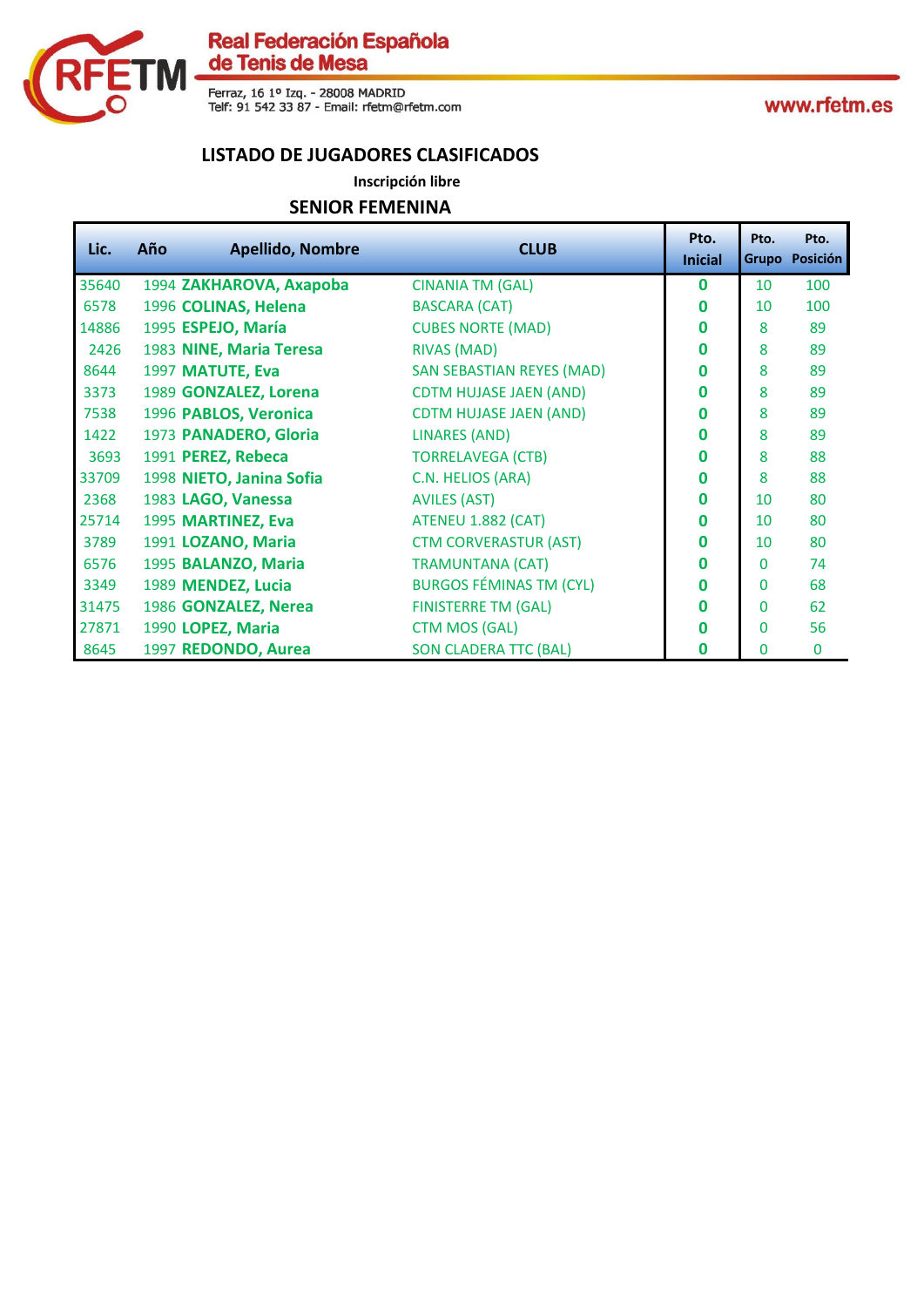# LISTADO DE JUGADORES CLASIFICADOS

**Inscripción libre**

## SENIOR FEMENINA

| Lic. | Año | Apellido, Nombre | CLUB | Pto. Inicial | Pto. Grupo | Pto. Posición |
|---|---|---|---|---|---|---|
| 35640 | 1994 | **ZAKHAROVA, Axapoba** | CINANIA TM (GAL) | **0** | 10 | 100 |
| 6578 | 1996 | **COLINAS, Helena** | BASCARA (CAT) | **0** | 10 | 100 |
| 14886 | 1995 | **ESPEJO, María** | CUBES NORTE (MAD) | **0** | 8 | 89 |
| 2426 | 1983 | **NINE, Maria Teresa** | RIVAS (MAD) | **0** | 8 | 89 |
| 8644 | 1997 | **MATUTE, Eva** | SAN SEBASTIAN REYES (MAD) | **0** | 8 | 89 |
| 3373 | 1989 | **GONZALEZ, Lorena** | CDTM HUJASE JAEN (AND) | **0** | 8 | 89 |
| 7538 | 1996 | **PABLOS, Veronica** | CDTM HUJASE JAEN (AND) | **0** | 8 | 89 |
| 1422 | 1973 | **PANADERO, Gloria** | LINARES (AND) | **0** | 8 | 89 |
| 3693 | 1991 | **PEREZ, Rebeca** | TORRELAVEGA (CTB) | **0** | 8 | 88 |
| 33709 | 1998 | **NIETO, Janina Sofia** | C.N. HELIOS (ARA) | **0** | 8 | 88 |
| 2368 | 1983 | **LAGO, Vanessa** | AVILES (AST) | **0** | 10 | 80 |
| 25714 | 1995 | **MARTINEZ, Eva** | ATENEU 1.882 (CAT) | **0** | 10 | 80 |
| 3789 | 1991 | **LOZANO, Maria** | CTM CORVERASTUR (AST) | **0** | 10 | 80 |
| 6576 | 1995 | **BALANZO, Maria** | TRAMUNTANA (CAT) | **0** | 0 | 74 |
| 3349 | 1989 | **MENDEZ, Lucia** | BURGOS FÉMINAS TM (CYL) | **0** | 0 | 68 |
| 31475 | 1986 | **GONZALEZ, Nerea** | FINISTERRE TM (GAL) | **0** | 0 | 62 |
| 27871 | 1990 | **LOPEZ, Maria** | CTM MOS (GAL) | **0** | 0 | 56 |
| 8645 | 1997 | **REDONDO, Aurea** | SON CLADERA TTC (BAL) | **0** | 0 | 0 |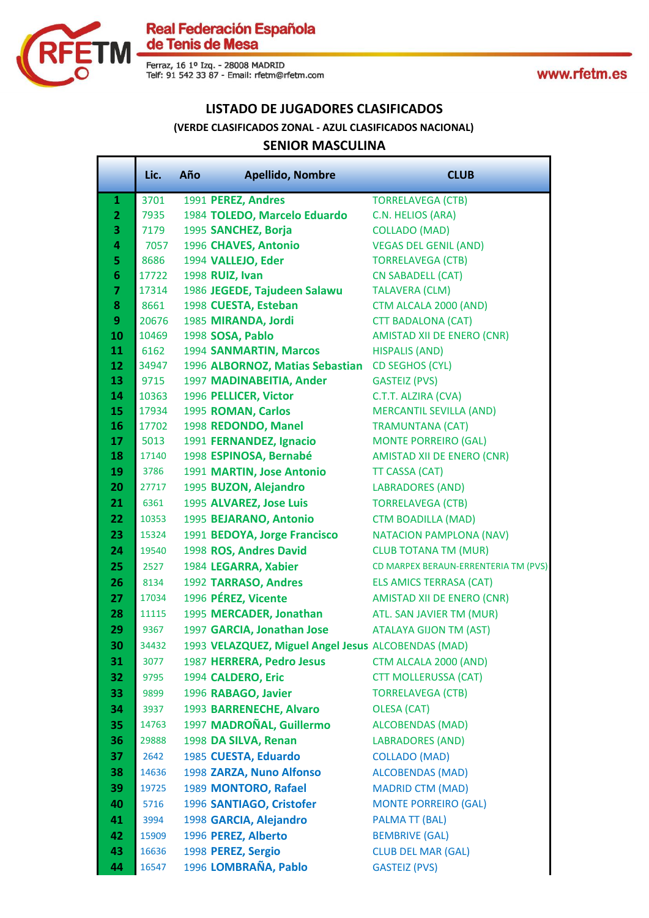# LISTADO DE JUGADORES CLASIFICADOS

### (VERDE CLASIFICADOS ZONAL - AZUL CLASIFICADOS NACIONAL)

## SENIOR MASCULINA

| | Lic. | Año | Apellido, Nombre | CLUB |
|---|---|---|---|---|
| 1 | 3701 | 1991 | **PEREZ, Andres** | TORRELAVEGA (CTB) |
| 2 | 7935 | 1984 | **TOLEDO, Marcelo Eduardo** | C.N. HELIOS (ARA) |
| 3 | 7179 | 1995 | **SANCHEZ, Borja** | COLLADO (MAD) |
| 4 | 7057 | 1996 | **CHAVES, Antonio** | VEGAS DEL GENIL (AND) |
| 5 | 8686 | 1994 | **VALLEJO, Eder** | TORRELAVEGA (CTB) |
| 6 | 17722 | 1998 | **RUIZ, Ivan** | CN SABADELL (CAT) |
| 7 | 17314 | 1986 | **JEGEDE, Tajudeen Salawu** | TALAVERA (CLM) |
| 8 | 8661 | 1998 | **CUESTA, Esteban** | CTM ALCALA 2000 (AND) |
| 9 | 20676 | 1985 | **MIRANDA, Jordi** | CTT BADALONA (CAT) |
| 10 | 10469 | 1998 | **SOSA, Pablo** | AMISTAD XII DE ENERO (CNR) |
| 11 | 6162 | 1994 | **SANMARTIN, Marcos** | HISPALIS (AND) |
| 12 | 34947 | 1996 | **ALBORNOZ, Matias Sebastian** | CD SEGHOS (CYL) |
| 13 | 9715 | 1997 | **MADINABEITIA, Ander** | GASTEIZ (PVS) |
| 14 | 10363 | 1996 | **PELLICER, Victor** | C.T.T. ALZIRA (CVA) |
| 15 | 17934 | 1995 | **ROMAN, Carlos** | MERCANTIL SEVILLA (AND) |
| 16 | 17702 | 1998 | **REDONDO, Manel** | TRAMUNTANA (CAT) |
| 17 | 5013 | 1991 | **FERNANDEZ, Ignacio** | MONTE PORREIRO (GAL) |
| 18 | 17140 | 1998 | **ESPINOSA, Bernabé** | AMISTAD XII DE ENERO (CNR) |
| 19 | 3786 | 1991 | **MARTIN, Jose Antonio** | TT CASSA (CAT) |
| 20 | 27717 | 1995 | **BUZON, Alejandro** | LABRADORES (AND) |
| 21 | 6361 | 1995 | **ALVAREZ, Jose Luis** | TORRELAVEGA (CTB) |
| 22 | 10353 | 1995 | **BEJARANO, Antonio** | CTM BOADILLA (MAD) |
| 23 | 15324 | 1991 | **BEDOYA, Jorge Francisco** | NATACION PAMPLONA (NAV) |
| 24 | 19540 | 1998 | **ROS, Andres David** | CLUB TOTANA TM (MUR) |
| 25 | 2527 | 1984 | **LEGARRA, Xabier** | CD MARPEX BERAUN-ERRENTERIA TM (PVS) |
| 26 | 8134 | 1992 | **TARRASO, Andres** | ELS AMICS TERRASA (CAT) |
| 27 | 17034 | 1996 | **PÉREZ, Vicente** | AMISTAD XII DE ENERO (CNR) |
| 28 | 11115 | 1995 | **MERCADER, Jonathan** | ATL. SAN JAVIER TM (MUR) |
| 29 | 9367 | 1997 | **GARCIA, Jonathan Jose** | ATALAYA GIJON TM (AST) |
| 30 | 34432 | 1993 | **VELAZQUEZ, Miguel Angel Jesus** | ALCOBENDAS (MAD) |
| 31 | 3077 | 1987 | **HERRERA, Pedro Jesus** | CTM ALCALA 2000 (AND) |
| 32 | 9795 | 1994 | **CALDERO, Eric** | CTT MOLLERUSSA (CAT) |
| 33 | 9899 | 1996 | **RABAGO, Javier** | TORRELAVEGA (CTB) |
| 34 | 3937 | 1993 | **BARRENECHE, Alvaro** | OLESA (CAT) |
| 35 | 14763 | 1997 | **MADROÑAL, Guillermo** | ALCOBENDAS (MAD) |
| 36 | 29888 | 1998 | **DA SILVA, Renan** | LABRADORES (AND) |
| 37 | 2642 | 1985 | **CUESTA, Eduardo** | COLLADO (MAD) |
| 38 | 14636 | 1998 | **ZARZA, Nuno Alfonso** | ALCOBENDAS (MAD) |
| 39 | 19725 | 1989 | **MONTORO, Rafael** | MADRID CTM (MAD) |
| 40 | 5716 | 1996 | **SANTIAGO, Cristofer** | MONTE PORREIRO (GAL) |
| 41 | 3994 | 1998 | **GARCIA, Alejandro** | PALMA TT (BAL) |
| 42 | 15909 | 1996 | **PEREZ, Alberto** | BEMBRIVE (GAL) |
| 43 | 16636 | 1998 | **PEREZ, Sergio** | CLUB DEL MAR (GAL) |
| 44 | 16547 | 1996 | **LOMBRAÑA, Pablo** | GASTEIZ (PVS) |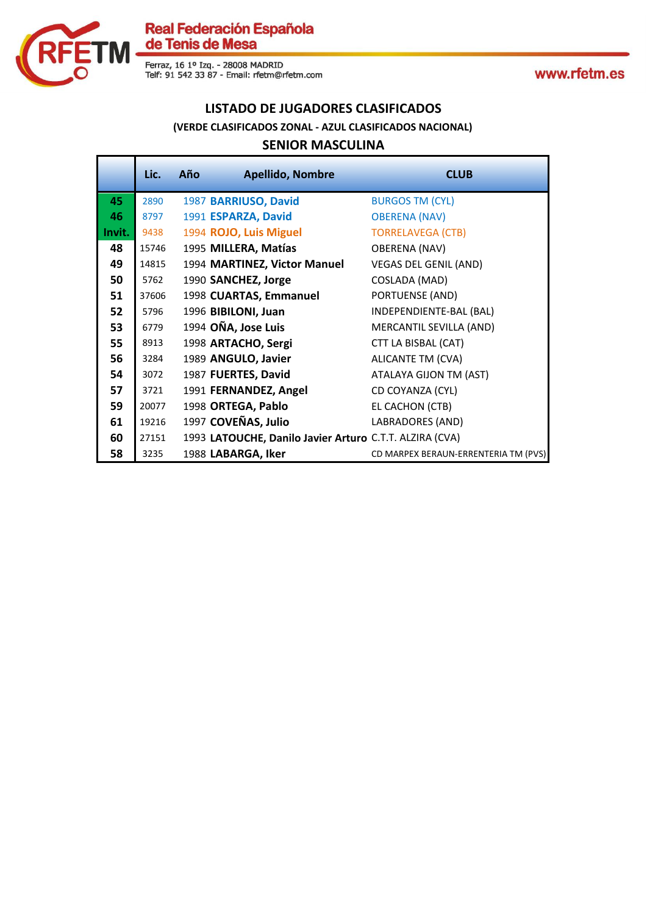## LISTADO DE JUGADORES CLASIFICADOS

**(VERDE CLASIFICADOS ZONAL - AZUL CLASIFICADOS NACIONAL)**

### SENIOR MASCULINA

| | Lic. | Año | Apellido, Nombre | CLUB |
|---|---|---|---|---|
| 45 | 2890 | 1987 | **BARRIUSO, David** | BURGOS TM (CYL) |
| 46 | 8797 | 1991 | **ESPARZA, David** | OBERENA (NAV) |
| Invit. | 9438 | 1994 | **ROJO, Luis Miguel** | TORRELAVEGA (CTB) |
| 48 | 15746 | 1995 | **MILLERA, Matías** | OBERENA (NAV) |
| 49 | 14815 | 1994 | **MARTINEZ, Victor Manuel** | VEGAS DEL GENIL (AND) |
| 50 | 5762 | 1990 | **SANCHEZ, Jorge** | COSLADA (MAD) |
| 51 | 37606 | 1998 | **CUARTAS, Emmanuel** | PORTUENSE (AND) |
| 52 | 5796 | 1996 | **BIBILONI, Juan** | INDEPENDIENTE-BAL (BAL) |
| 53 | 6779 | 1994 | **OÑA, Jose Luis** | MERCANTIL SEVILLA (AND) |
| 55 | 8913 | 1998 | **ARTACHO, Sergi** | CTT LA BISBAL (CAT) |
| 56 | 3284 | 1989 | **ANGULO, Javier** | ALICANTE TM (CVA) |
| 54 | 3072 | 1987 | **FUERTES, David** | ATALAYA GIJON TM (AST) |
| 57 | 3721 | 1991 | **FERNANDEZ, Angel** | CD COYANZA (CYL) |
| 59 | 20077 | 1998 | **ORTEGA, Pablo** | EL CACHON (CTB) |
| 61 | 19216 | 1997 | **COVEÑAS, Julio** | LABRADORES (AND) |
| 60 | 27151 | 1993 | **LATOUCHE, Danilo Javier Arturo** | C.T.T. ALZIRA (CVA) |
| 58 | 3235 | 1988 | **LABARGA, Iker** | CD MARPEX BERAUN-ERRENTERIA TM (PVS) |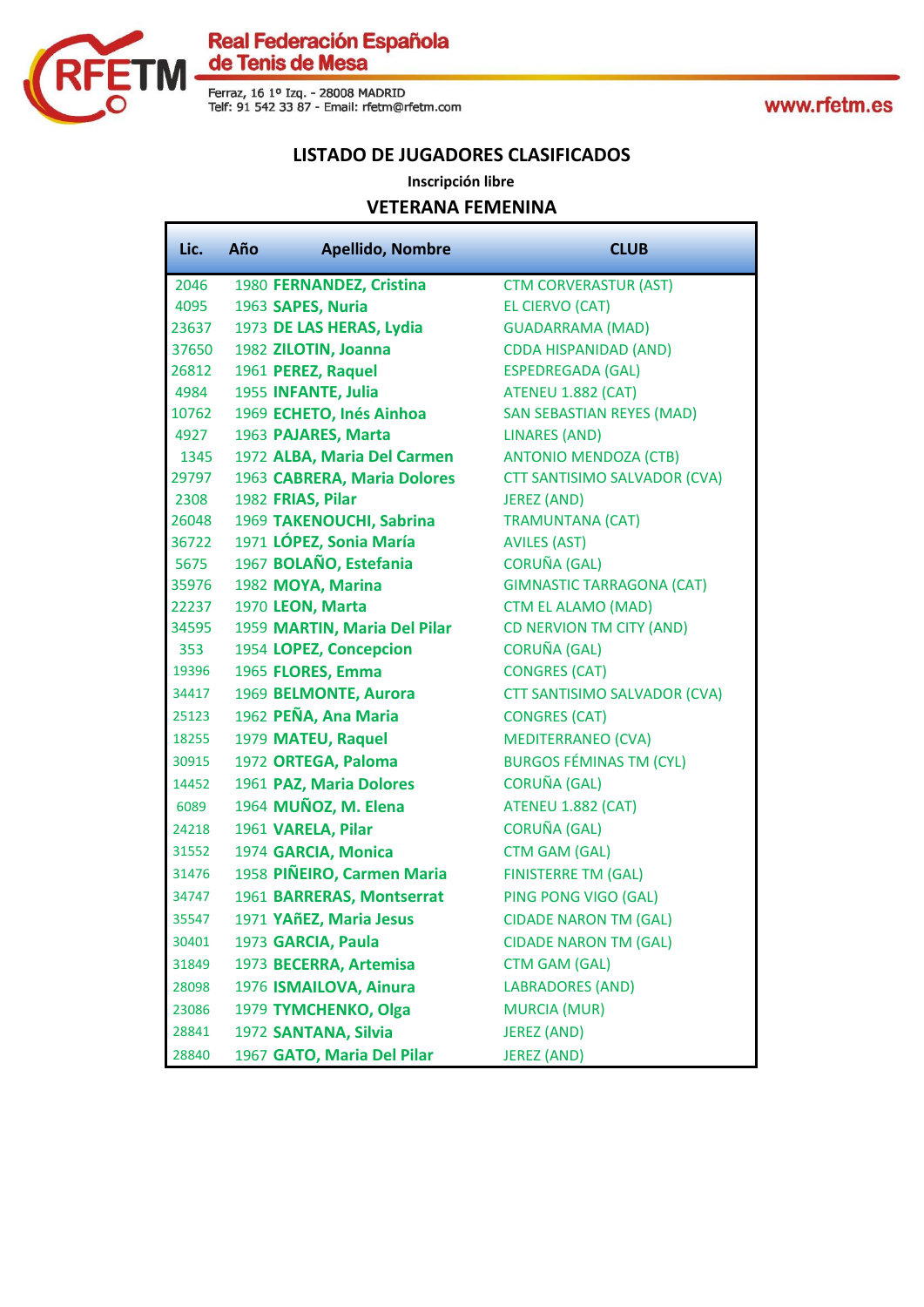Real Federación Española de Tenis de Mesa

Ferraz, 16 1º Izq. - 28008 MADRID
Telf: 91 542 33 87 - Email: rfetm@rfetm.com

www.rfetm.es

## LISTADO DE JUGADORES CLASIFICADOS

**Inscripción libre**

### VETERANA FEMENINA

| Lic. | Año | Apellido, Nombre | CLUB |
|---|---|---|---|
| 2046 | 1980 | **FERNANDEZ, Cristina** | CTM CORVERASTUR (AST) |
| 4095 | 1963 | **SAPES, Nuria** | EL CIERVO (CAT) |
| 23637 | 1973 | **DE LAS HERAS, Lydia** | GUADARRAMA (MAD) |
| 37650 | 1982 | **ZILOTIN, Joanna** | CDDA HISPANIDAD (AND) |
| 26812 | 1961 | **PEREZ, Raquel** | ESPEDREGADA (GAL) |
| 4984 | 1955 | **INFANTE, Julia** | ATENEU 1.882 (CAT) |
| 10762 | 1969 | **ECHETO, Inés Ainhoa** | SAN SEBASTIAN REYES (MAD) |
| 4927 | 1963 | **PAJARES, Marta** | LINARES (AND) |
| 1345 | 1972 | **ALBA, Maria Del Carmen** | ANTONIO MENDOZA (CTB) |
| 29797 | 1963 | **CABRERA, Maria Dolores** | CTT SANTISIMO SALVADOR (CVA) |
| 2308 | 1982 | **FRIAS, Pilar** | JEREZ (AND) |
| 26048 | 1969 | **TAKENOUCHI, Sabrina** | TRAMUNTANA (CAT) |
| 36722 | 1971 | **LÓPEZ, Sonia María** | AVILES (AST) |
| 5675 | 1967 | **BOLAÑO, Estefania** | CORUÑA (GAL) |
| 35976 | 1982 | **MOYA, Marina** | GIMNASTIC TARRAGONA (CAT) |
| 22237 | 1970 | **LEON, Marta** | CTM EL ALAMO (MAD) |
| 34595 | 1959 | **MARTIN, Maria Del Pilar** | CD NERVION TM CITY (AND) |
| 353 | 1954 | **LOPEZ, Concepcion** | CORUÑA (GAL) |
| 19396 | 1965 | **FLORES, Emma** | CONGRES (CAT) |
| 34417 | 1969 | **BELMONTE, Aurora** | CTT SANTISIMO SALVADOR (CVA) |
| 25123 | 1962 | **PEÑA, Ana Maria** | CONGRES (CAT) |
| 18255 | 1979 | **MATEU, Raquel** | MEDITERRANEO (CVA) |
| 30915 | 1972 | **ORTEGA, Paloma** | BURGOS FÉMINAS TM (CYL) |
| 14452 | 1961 | **PAZ, Maria Dolores** | CORUÑA (GAL) |
| 6089 | 1964 | **MUÑOZ, M. Elena** | ATENEU 1.882 (CAT) |
| 24218 | 1961 | **VARELA, Pilar** | CORUÑA (GAL) |
| 31552 | 1974 | **GARCIA, Monica** | CTM GAM (GAL) |
| 31476 | 1958 | **PIÑEIRO, Carmen Maria** | FINISTERRE TM (GAL) |
| 34747 | 1961 | **BARRERAS, Montserrat** | PING PONG VIGO (GAL) |
| 35547 | 1971 | **YAñEZ, Maria Jesus** | CIDADE NARON TM (GAL) |
| 30401 | 1973 | **GARCIA, Paula** | CIDADE NARON TM (GAL) |
| 31849 | 1973 | **BECERRA, Artemisa** | CTM GAM (GAL) |
| 28098 | 1976 | **ISMAILOVA, Ainura** | LABRADORES (AND) |
| 23086 | 1979 | **TYMCHENKO, Olga** | MURCIA (MUR) |
| 28841 | 1972 | **SANTANA, Silvia** | JEREZ (AND) |
| 28840 | 1967 | **GATO, Maria Del Pilar** | JEREZ (AND) |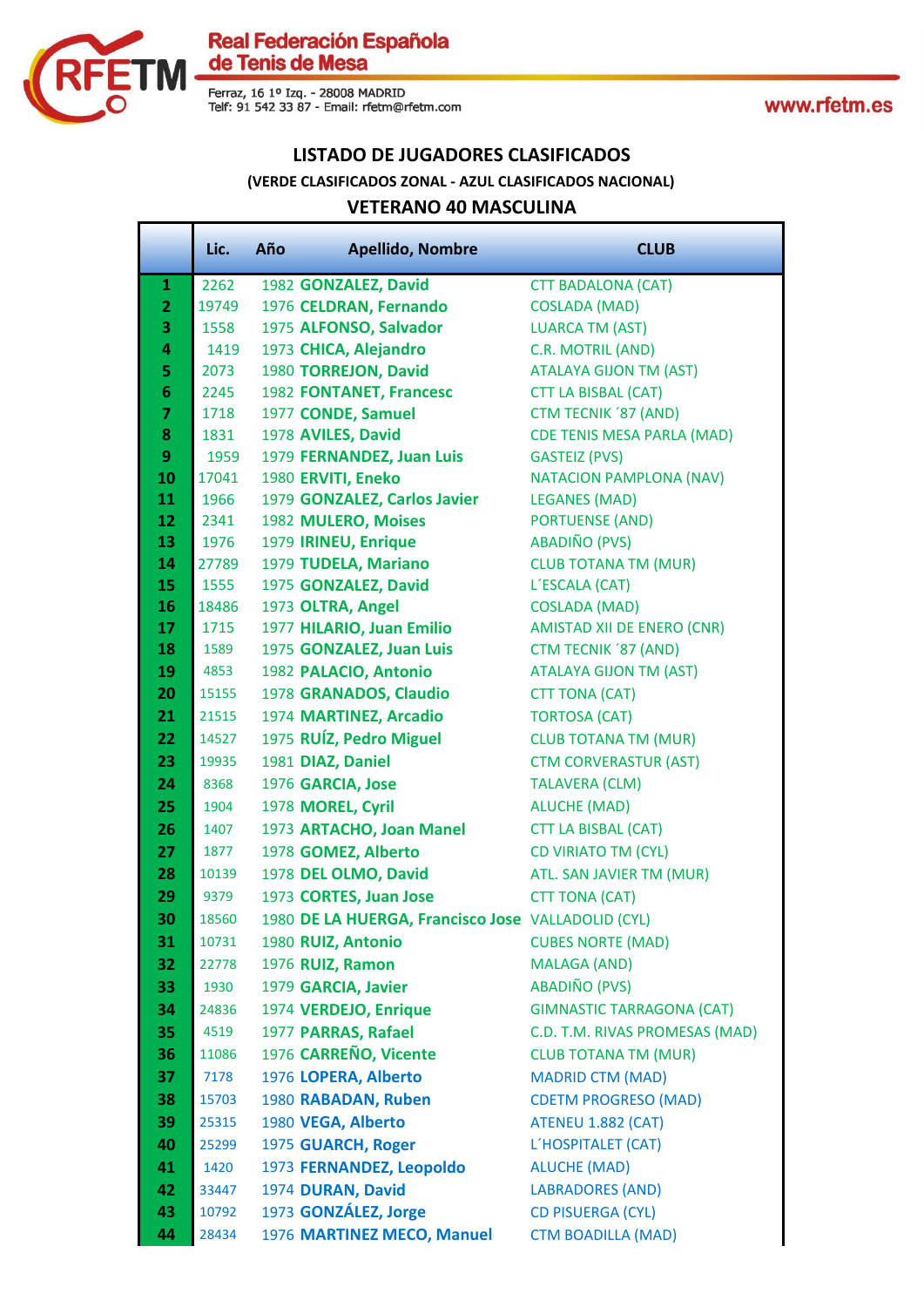Real Federación Española de Tenis de Mesa

Ferraz, 16 1º Izq. - 28008 MADRID
Telf: 91 542 33 87 - Email: rfetm@rfetm.com

www.rfetm.es

## LISTADO DE JUGADORES CLASIFICADOS

### (VERDE CLASIFICADOS ZONAL - AZUL CLASIFICADOS NACIONAL)

### VETERANO 40 MASCULINA

| | Lic. | Año | Apellido, Nombre | CLUB |
|---|---|---|---|---|
| 1 | 2262 | 1982 | GONZALEZ, David | CTT BADALONA (CAT) |
| 2 | 19749 | 1976 | CELDRAN, Fernando | COSLADA (MAD) |
| 3 | 1558 | 1975 | ALFONSO, Salvador | LUARCA TM (AST) |
| 4 | 1419 | 1973 | CHICA, Alejandro | C.R. MOTRIL (AND) |
| 5 | 2073 | 1980 | TORREJON, David | ATALAYA GIJON TM (AST) |
| 6 | 2245 | 1982 | FONTANET, Francesc | CTT LA BISBAL (CAT) |
| 7 | 1718 | 1977 | CONDE, Samuel | CTM TECNIK ´87 (AND) |
| 8 | 1831 | 1978 | AVILES, David | CDE TENIS MESA PARLA (MAD) |
| 9 | 1959 | 1979 | FERNANDEZ, Juan Luis | GASTEIZ (PVS) |
| 10 | 17041 | 1980 | ERVITI, Eneko | NATACION PAMPLONA (NAV) |
| 11 | 1966 | 1979 | GONZALEZ, Carlos Javier | LEGANES (MAD) |
| 12 | 2341 | 1982 | MULERO, Moises | PORTUENSE (AND) |
| 13 | 1976 | 1979 | IRINEU, Enrique | ABADIÑO (PVS) |
| 14 | 27789 | 1979 | TUDELA, Mariano | CLUB TOTANA TM (MUR) |
| 15 | 1555 | 1975 | GONZALEZ, David | L´ESCALA (CAT) |
| 16 | 18486 | 1973 | OLTRA, Angel | COSLADA (MAD) |
| 17 | 1715 | 1977 | HILARIO, Juan Emilio | AMISTAD XII DE ENERO (CNR) |
| 18 | 1589 | 1975 | GONZALEZ, Juan Luis | CTM TECNIK ´87 (AND) |
| 19 | 4853 | 1982 | PALACIO, Antonio | ATALAYA GIJON TM (AST) |
| 20 | 15155 | 1978 | GRANADOS, Claudio | CTT TONA (CAT) |
| 21 | 21515 | 1974 | MARTINEZ, Arcadio | TORTOSA (CAT) |
| 22 | 14527 | 1975 | RUÍZ, Pedro Miguel | CLUB TOTANA TM (MUR) |
| 23 | 19935 | 1981 | DIAZ, Daniel | CTM CORVERASTUR (AST) |
| 24 | 8368 | 1976 | GARCIA, Jose | TALAVERA (CLM) |
| 25 | 1904 | 1978 | MOREL, Cyril | ALUCHE (MAD) |
| 26 | 1407 | 1973 | ARTACHO, Joan Manel | CTT LA BISBAL (CAT) |
| 27 | 1877 | 1978 | GOMEZ, Alberto | CD VIRIATO TM (CYL) |
| 28 | 10139 | 1978 | DEL OLMO, David | ATL. SAN JAVIER TM (MUR) |
| 29 | 9379 | 1973 | CORTES, Juan Jose | CTT TONA (CAT) |
| 30 | 18560 | 1980 | DE LA HUERGA, Francisco Jose | VALLADOLID (CYL) |
| 31 | 10731 | 1980 | RUIZ, Antonio | CUBES NORTE (MAD) |
| 32 | 22778 | 1976 | RUIZ, Ramon | MALAGA (AND) |
| 33 | 1930 | 1979 | GARCIA, Javier | ABADIÑO (PVS) |
| 34 | 24836 | 1974 | VERDEJO, Enrique | GIMNASTIC TARRAGONA (CAT) |
| 35 | 4519 | 1977 | PARRAS, Rafael | C.D. T.M. RIVAS PROMESAS (MAD) |
| 36 | 11086 | 1976 | CARREÑO, Vicente | CLUB TOTANA TM (MUR) |
| 37 | 7178 | 1976 | LOPERA, Alberto | MADRID CTM (MAD) |
| 38 | 15703 | 1980 | RABADAN, Ruben | CDETM PROGRESO (MAD) |
| 39 | 25315 | 1980 | VEGA, Alberto | ATENEU 1.882 (CAT) |
| 40 | 25299 | 1975 | GUARCH, Roger | L´HOSPITALET (CAT) |
| 41 | 1420 | 1973 | FERNANDEZ, Leopoldo | ALUCHE (MAD) |
| 42 | 33447 | 1974 | DURAN, David | LABRADORES (AND) |
| 43 | 10792 | 1973 | GONZÁLEZ, Jorge | CD PISUERGA (CYL) |
| 44 | 28434 | 1976 | MARTINEZ MECO, Manuel | CTM BOADILLA (MAD) |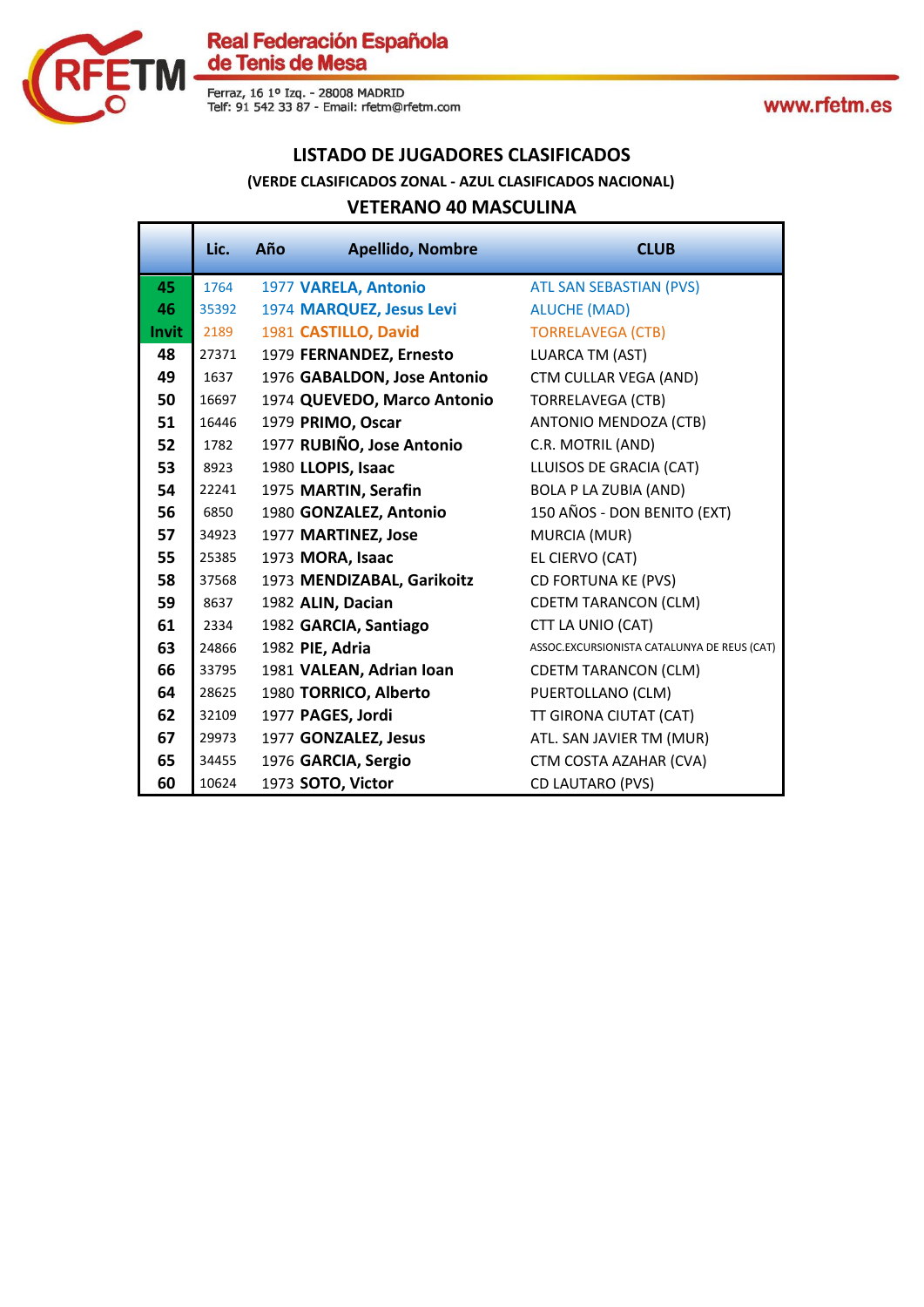Real Federación Española de Tenis de Mesa

Ferraz, 16 1º Izq. - 28008 MADRID
Telf: 91 542 33 87 - Email: rfetm@rfetm.com

www.rfetm.es

## LISTADO DE JUGADORES CLASIFICADOS

**(VERDE CLASIFICADOS ZONAL - AZUL CLASIFICADOS NACIONAL)**

### VETERANO 40 MASCULINA

| | Lic. | Año | Apellido, Nombre | CLUB |
|---|---|---|---|---|
| **45** | 1764 | 1977 | **VARELA, Antonio** | ATL SAN SEBASTIAN (PVS) |
| **46** | 35392 | 1974 | **MARQUEZ, Jesus Levi** | ALUCHE (MAD) |
| **Invit** | 2189 | 1981 | **CASTILLO, David** | TORRELAVEGA (CTB) |
| **48** | 27371 | 1979 | **FERNANDEZ, Ernesto** | LUARCA TM (AST) |
| **49** | 1637 | 1976 | **GABALDON, Jose Antonio** | CTM CULLAR VEGA (AND) |
| **50** | 16697 | 1974 | **QUEVEDO, Marco Antonio** | TORRELAVEGA (CTB) |
| **51** | 16446 | 1979 | **PRIMO, Oscar** | ANTONIO MENDOZA (CTB) |
| **52** | 1782 | 1977 | **RUBIÑO, Jose Antonio** | C.R. MOTRIL (AND) |
| **53** | 8923 | 1980 | **LLOPIS, Isaac** | LLUISOS DE GRACIA (CAT) |
| **54** | 22241 | 1975 | **MARTIN, Serafin** | BOLA P LA ZUBIA (AND) |
| **56** | 6850 | 1980 | **GONZALEZ, Antonio** | 150 AÑOS - DON BENITO (EXT) |
| **57** | 34923 | 1977 | **MARTINEZ, Jose** | MURCIA (MUR) |
| **55** | 25385 | 1973 | **MORA, Isaac** | EL CIERVO (CAT) |
| **58** | 37568 | 1973 | **MENDIZABAL, Garikoitz** | CD FORTUNA KE (PVS) |
| **59** | 8637 | 1982 | **ALIN, Dacian** | CDETM TARANCON (CLM) |
| **61** | 2334 | 1982 | **GARCIA, Santiago** | CTT LA UNIO (CAT) |
| **63** | 24866 | 1982 | **PIE, Adria** | ASSOC.EXCURSIONISTA CATALUNYA DE REUS (CAT) |
| **66** | 33795 | 1981 | **VALEAN, Adrian Ioan** | CDETM TARANCON (CLM) |
| **64** | 28625 | 1980 | **TORRICO, Alberto** | PUERTOLLANO (CLM) |
| **62** | 32109 | 1977 | **PAGES, Jordi** | TT GIRONA CIUTAT (CAT) |
| **67** | 29973 | 1977 | **GONZALEZ, Jesus** | ATL. SAN JAVIER TM (MUR) |
| **65** | 34455 | 1976 | **GARCIA, Sergio** | CTM COSTA AZAHAR (CVA) |
| **60** | 10624 | 1973 | **SOTO, Victor** | CD LAUTARO (PVS) |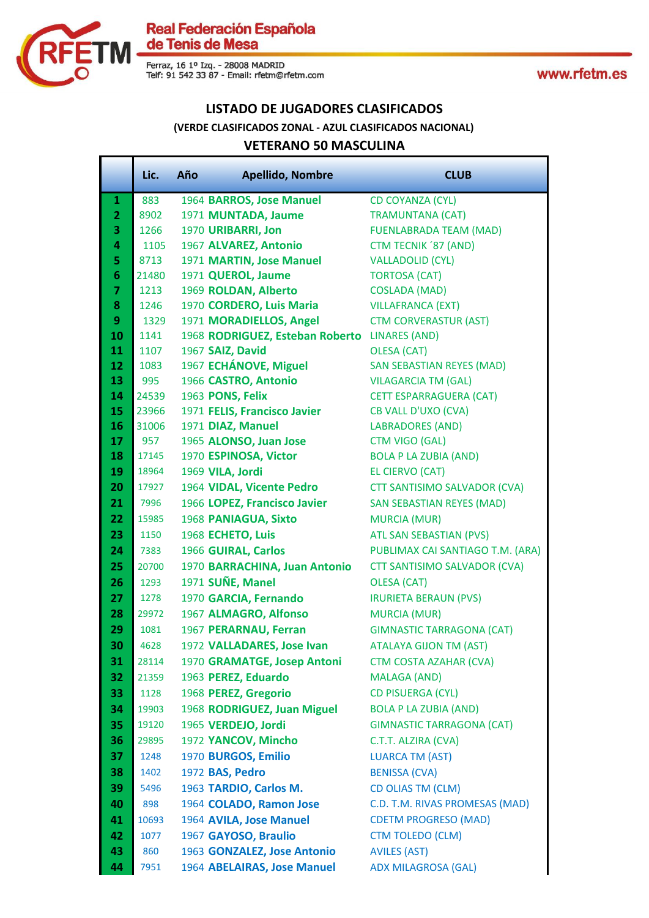Real Federación Española de Tenis de Mesa

Ferraz, 16 1º Izq. - 28008 MADRID
Telf: 91 542 33 87 - Email: rfetm@rfetm.com

www.rfetm.es

## LISTADO DE JUGADORES CLASIFICADOS

**(VERDE CLASIFICADOS ZONAL - AZUL CLASIFICADOS NACIONAL)**

## VETERANO 50 MASCULINA

| | Lic. | Año | Apellido, Nombre | CLUB |
|---|---|---|---|---|
| 1 | 883 | 1964 | **BARROS, Jose Manuel** | CD COYANZA (CYL) |
| 2 | 8902 | 1971 | **MUNTADA, Jaume** | TRAMUNTANA (CAT) |
| 3 | 1266 | 1970 | **URIBARRI, Jon** | FUENLABRADA TEAM (MAD) |
| 4 | 1105 | 1967 | **ALVAREZ, Antonio** | CTM TECNIK ´87 (AND) |
| 5 | 8713 | 1971 | **MARTIN, Jose Manuel** | VALLADOLID (CYL) |
| 6 | 21480 | 1971 | **QUEROL, Jaume** | TORTOSA (CAT) |
| 7 | 1213 | 1969 | **ROLDAN, Alberto** | COSLADA (MAD) |
| 8 | 1246 | 1970 | **CORDERO, Luis Maria** | VILLAFRANCA (EXT) |
| 9 | 1329 | 1971 | **MORADIELLOS, Angel** | CTM CORVERASTUR (AST) |
| 10 | 1141 | 1968 | **RODRIGUEZ, Esteban Roberto** | LINARES (AND) |
| 11 | 1107 | 1967 | **SAIZ, David** | OLESA (CAT) |
| 12 | 1083 | 1967 | **ECHÁNOVE, Miguel** | SAN SEBASTIAN REYES (MAD) |
| 13 | 995 | 1966 | **CASTRO, Antonio** | VILAGARCIA TM (GAL) |
| 14 | 24539 | 1963 | **PONS, Felix** | CETT ESPARRAGUERA (CAT) |
| 15 | 23966 | 1971 | **FELIS, Francisco Javier** | CB VALL D'UXO (CVA) |
| 16 | 31006 | 1971 | **DIAZ, Manuel** | LABRADORES (AND) |
| 17 | 957 | 1965 | **ALONSO, Juan Jose** | CTM VIGO (GAL) |
| 18 | 17145 | 1970 | **ESPINOSA, Victor** | BOLA P LA ZUBIA (AND) |
| 19 | 18964 | 1969 | **VILA, Jordi** | EL CIERVO (CAT) |
| 20 | 17927 | 1964 | **VIDAL, Vicente Pedro** | CTT SANTISIMO SALVADOR (CVA) |
| 21 | 7996 | 1966 | **LOPEZ, Francisco Javier** | SAN SEBASTIAN REYES (MAD) |
| 22 | 15985 | 1968 | **PANIAGUA, Sixto** | MURCIA (MUR) |
| 23 | 1150 | 1968 | **ECHETO, Luis** | ATL SAN SEBASTIAN (PVS) |
| 24 | 7383 | 1966 | **GUIRAL, Carlos** | PUBLIMAX CAI SANTIAGO T.M. (ARA) |
| 25 | 20700 | 1970 | **BARRACHINA, Juan Antonio** | CTT SANTISIMO SALVADOR (CVA) |
| 26 | 1293 | 1971 | **SUÑE, Manel** | OLESA (CAT) |
| 27 | 1278 | 1970 | **GARCIA, Fernando** | IRURIETA BERAUN (PVS) |
| 28 | 29972 | 1967 | **ALMAGRO, Alfonso** | MURCIA (MUR) |
| 29 | 1081 | 1967 | **PERARNAU, Ferran** | GIMNASTIC TARRAGONA (CAT) |
| 30 | 4628 | 1972 | **VALLADARES, Jose Ivan** | ATALAYA GIJON TM (AST) |
| 31 | 28114 | 1970 | **GRAMATGE, Josep Antoni** | CTM COSTA AZAHAR (CVA) |
| 32 | 21359 | 1963 | **PEREZ, Eduardo** | MALAGA (AND) |
| 33 | 1128 | 1968 | **PEREZ, Gregorio** | CD PISUERGA (CYL) |
| 34 | 19903 | 1968 | **RODRIGUEZ, Juan Miguel** | BOLA P LA ZUBIA (AND) |
| 35 | 19120 | 1965 | **VERDEJO, Jordi** | GIMNASTIC TARRAGONA (CAT) |
| 36 | 29895 | 1972 | **YANCOV, Mincho** | C.T.T. ALZIRA (CVA) |
| 37 | 1248 | 1970 | **BURGOS, Emilio** | LUARCA TM (AST) |
| 38 | 1402 | 1972 | **BAS, Pedro** | BENISSA (CVA) |
| 39 | 5496 | 1963 | **TARDIO, Carlos M.** | CD OLIAS TM (CLM) |
| 40 | 898 | 1964 | **COLADO, Ramon Jose** | C.D. T.M. RIVAS PROMESAS (MAD) |
| 41 | 10693 | 1964 | **AVILA, Jose Manuel** | CDETM PROGRESO (MAD) |
| 42 | 1077 | 1967 | **GAYOSO, Braulio** | CTM TOLEDO (CLM) |
| 43 | 860 | 1963 | **GONZALEZ, Jose Antonio** | AVILES (AST) |
| 44 | 7951 | 1964 | **ABELAIRAS, Jose Manuel** | ADX MILAGROSA (GAL) |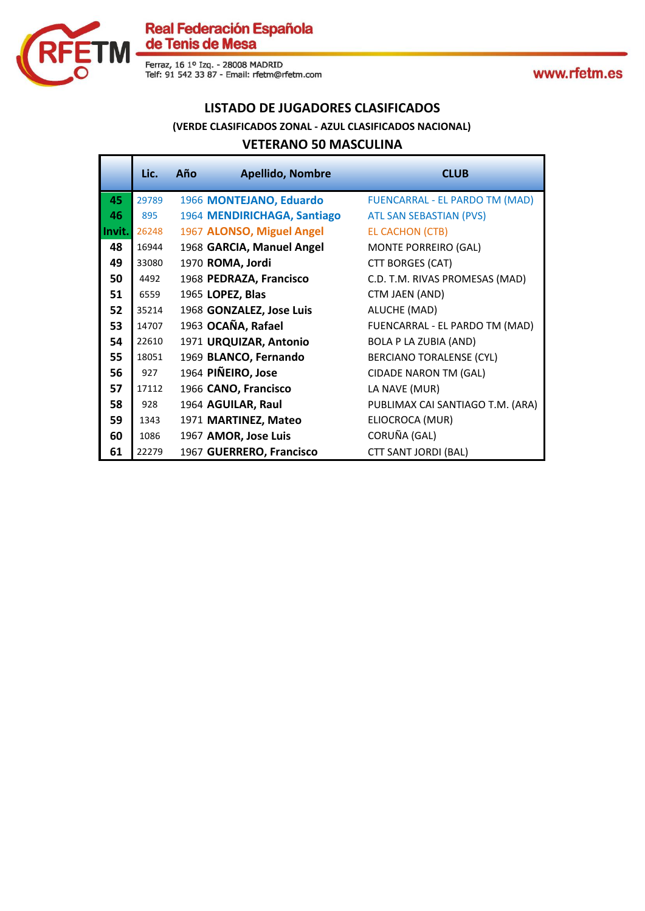Real Federación Española de Tenis de Mesa

Ferraz, 16 1º Izq. - 28008 MADRID
Telf: 91 542 33 87 - Email: rfetm@rfetm.com

www.rfetm.es

## LISTADO DE JUGADORES CLASIFICADOS

### (VERDE CLASIFICADOS ZONAL - AZUL CLASIFICADOS NACIONAL)

### VETERANO 50 MASCULINA

| | Lic. | Año | Apellido, Nombre | CLUB |
|---|---|---|---|---|
| 45 | 29789 | 1966 | **MONTEJANO, Eduardo** | FUENCARRAL - EL PARDO TM (MAD) |
| 46 | 895 | 1964 | **MENDIRICHAGA, Santiago** | ATL SAN SEBASTIAN (PVS) |
| Invit. | 26248 | 1967 | **ALONSO, Miguel Angel** | EL CACHON (CTB) |
| 48 | 16944 | 1968 | **GARCIA, Manuel Angel** | MONTE PORREIRO (GAL) |
| 49 | 33080 | 1970 | **ROMA, Jordi** | CTT BORGES (CAT) |
| 50 | 4492 | 1968 | **PEDRAZA, Francisco** | C.D. T.M. RIVAS PROMESAS (MAD) |
| 51 | 6559 | 1965 | **LOPEZ, Blas** | CTM JAEN (AND) |
| 52 | 35214 | 1968 | **GONZALEZ, Jose Luis** | ALUCHE (MAD) |
| 53 | 14707 | 1963 | **OCAÑA, Rafael** | FUENCARRAL - EL PARDO TM (MAD) |
| 54 | 22610 | 1971 | **URQUIZAR, Antonio** | BOLA P LA ZUBIA (AND) |
| 55 | 18051 | 1969 | **BLANCO, Fernando** | BERCIANO TORALENSE (CYL) |
| 56 | 927 | 1964 | **PIÑEIRO, Jose** | CIDADE NARON TM (GAL) |
| 57 | 17112 | 1966 | **CANO, Francisco** | LA NAVE (MUR) |
| 58 | 928 | 1964 | **AGUILAR, Raul** | PUBLIMAX CAI SANTIAGO T.M. (ARA) |
| 59 | 1343 | 1971 | **MARTINEZ, Mateo** | ELIOCROCA (MUR) |
| 60 | 1086 | 1967 | **AMOR, Jose Luis** | CORUÑA (GAL) |
| 61 | 22279 | 1967 | **GUERRERO, Francisco** | CTT SANT JORDI (BAL) |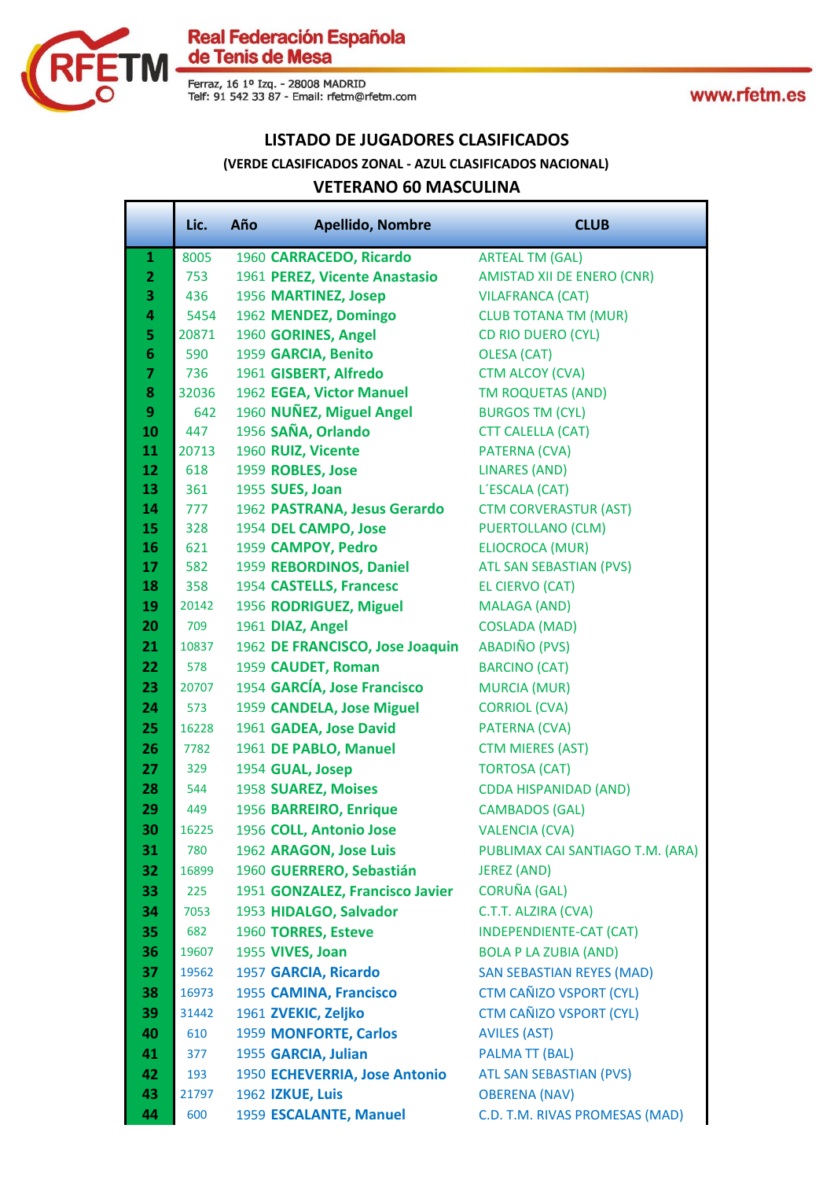# LISTADO DE JUGADORES CLASIFICADOS

### (VERDE CLASIFICADOS ZONAL - AZUL CLASIFICADOS NACIONAL)

## VETERANO 60 MASCULINA

| | Lic. | Año | Apellido, Nombre | CLUB |
|---|---|---|---|---|
| 1 | 8005 | 1960 | **CARRACEDO, Ricardo** | ARTEAL TM (GAL) |
| 2 | 753 | 1961 | **PEREZ, Vicente Anastasio** | AMISTAD XII DE ENERO (CNR) |
| 3 | 436 | 1956 | **MARTINEZ, Josep** | VILAFRANCA (CAT) |
| 4 | 5454 | 1962 | **MENDEZ, Domingo** | CLUB TOTANA TM (MUR) |
| 5 | 20871 | 1960 | **GORINES, Angel** | CD RIO DUERO (CYL) |
| 6 | 590 | 1959 | **GARCIA, Benito** | OLESA (CAT) |
| 7 | 736 | 1961 | **GISBERT, Alfredo** | CTM ALCOY (CVA) |
| 8 | 32036 | 1962 | **EGEA, Victor Manuel** | TM ROQUETAS (AND) |
| 9 | 642 | 1960 | **NUÑEZ, Miguel Angel** | BURGOS TM (CYL) |
| 10 | 447 | 1956 | **SAÑA, Orlando** | CTT CALELLA (CAT) |
| 11 | 20713 | 1960 | **RUIZ, Vicente** | PATERNA (CVA) |
| 12 | 618 | 1959 | **ROBLES, Jose** | LINARES (AND) |
| 13 | 361 | 1955 | **SUES, Joan** | L´ESCALA (CAT) |
| 14 | 777 | 1962 | **PASTRANA, Jesus Gerardo** | CTM CORVERASTUR (AST) |
| 15 | 328 | 1954 | **DEL CAMPO, Jose** | PUERTOLLANO (CLM) |
| 16 | 621 | 1959 | **CAMPOY, Pedro** | ELIOCROCA (MUR) |
| 17 | 582 | 1959 | **REBORDINOS, Daniel** | ATL SAN SEBASTIAN (PVS) |
| 18 | 358 | 1954 | **CASTELLS, Francesc** | EL CIERVO (CAT) |
| 19 | 20142 | 1956 | **RODRIGUEZ, Miguel** | MALAGA (AND) |
| 20 | 709 | 1961 | **DIAZ, Angel** | COSLADA (MAD) |
| 21 | 10837 | 1962 | **DE FRANCISCO, Jose Joaquin** | ABADIÑO (PVS) |
| 22 | 578 | 1959 | **CAUDET, Roman** | BARCINO (CAT) |
| 23 | 20707 | 1954 | **GARCÍA, Jose Francisco** | MURCIA (MUR) |
| 24 | 573 | 1959 | **CANDELA, Jose Miguel** | CORRIOL (CVA) |
| 25 | 16228 | 1961 | **GADEA, Jose David** | PATERNA (CVA) |
| 26 | 7782 | 1961 | **DE PABLO, Manuel** | CTM MIERES (AST) |
| 27 | 329 | 1954 | **GUAL, Josep** | TORTOSA (CAT) |
| 28 | 544 | 1958 | **SUAREZ, Moises** | CDDA HISPANIDAD (AND) |
| 29 | 449 | 1956 | **BARREIRO, Enrique** | CAMBADOS (GAL) |
| 30 | 16225 | 1956 | **COLL, Antonio Jose** | VALENCIA (CVA) |
| 31 | 780 | 1962 | **ARAGON, Jose Luis** | PUBLIMAX CAI SANTIAGO T.M. (ARA) |
| 32 | 16899 | 1960 | **GUERRERO, Sebastián** | JEREZ (AND) |
| 33 | 225 | 1951 | **GONZALEZ, Francisco Javier** | CORUÑA (GAL) |
| 34 | 7053 | 1953 | **HIDALGO, Salvador** | C.T.T. ALZIRA (CVA) |
| 35 | 682 | 1960 | **TORRES, Esteve** | INDEPENDIENTE-CAT (CAT) |
| 36 | 19607 | 1955 | **VIVES, Joan** | BOLA P LA ZUBIA (AND) |
| 37 | 19562 | 1957 | **GARCIA, Ricardo** | SAN SEBASTIAN REYES (MAD) |
| 38 | 16973 | 1955 | **CAMINA, Francisco** | CTM CAÑIZO VSPORT (CYL) |
| 39 | 31442 | 1961 | **ZVEKIC, Zeljko** | CTM CAÑIZO VSPORT (CYL) |
| 40 | 610 | 1959 | **MONFORTE, Carlos** | AVILES (AST) |
| 41 | 377 | 1955 | **GARCIA, Julian** | PALMA TT (BAL) |
| 42 | 193 | 1950 | **ECHEVERRIA, Jose Antonio** | ATL SAN SEBASTIAN (PVS) |
| 43 | 21797 | 1962 | **IZKUE, Luis** | OBERENA (NAV) |
| 44 | 600 | 1959 | **ESCALANTE, Manuel** | C.D. T.M. RIVAS PROMESAS (MAD) |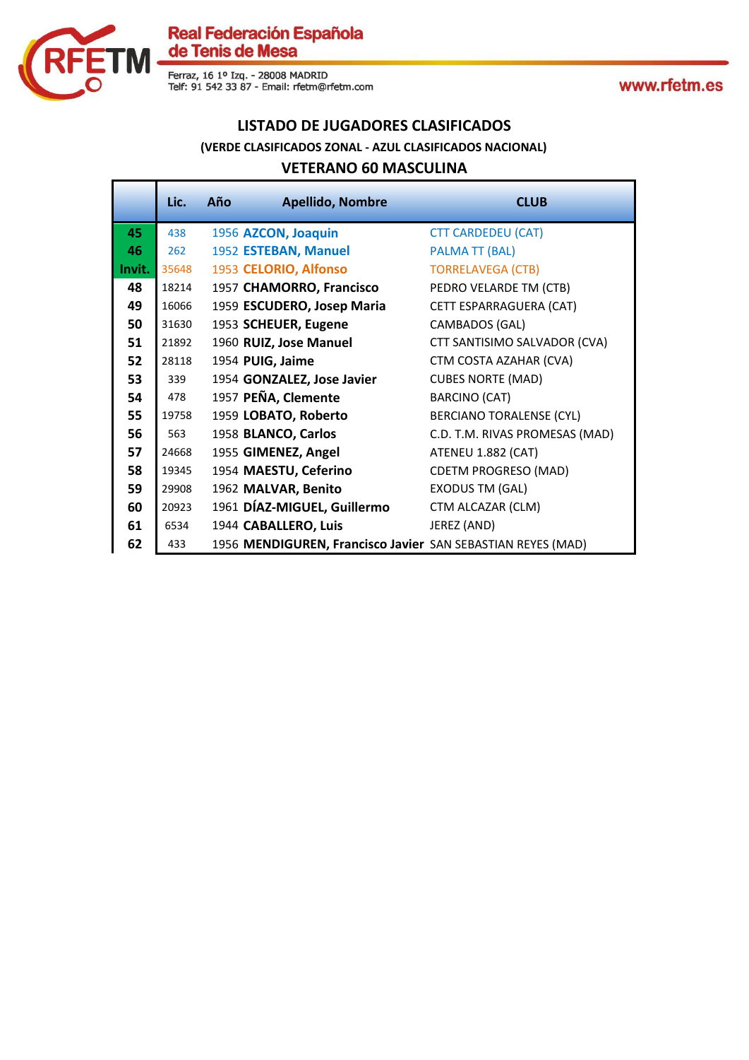## LISTADO DE JUGADORES CLASIFICADOS

**(VERDE CLASIFICADOS ZONAL - AZUL CLASIFICADOS NACIONAL)**

### VETERANO 60 MASCULINA

| | Lic. | Año | Apellido, Nombre | CLUB |
|---|---|---|---|---|
| 45 | 438 | 1956 | **AZCON, Joaquin** | CTT CARDEDEU (CAT) |
| 46 | 262 | 1952 | **ESTEBAN, Manuel** | PALMA TT (BAL) |
| Invit. | 35648 | 1953 | **CELORIO, Alfonso** | TORRELAVEGA (CTB) |
| 48 | 18214 | 1957 | **CHAMORRO, Francisco** | PEDRO VELARDE TM (CTB) |
| 49 | 16066 | 1959 | **ESCUDERO, Josep Maria** | CETT ESPARRAGUERA (CAT) |
| 50 | 31630 | 1953 | **SCHEUER, Eugene** | CAMBADOS (GAL) |
| 51 | 21892 | 1960 | **RUIZ, Jose Manuel** | CTT SANTISIMO SALVADOR (CVA) |
| 52 | 28118 | 1954 | **PUIG, Jaime** | CTM COSTA AZAHAR (CVA) |
| 53 | 339 | 1954 | **GONZALEZ, Jose Javier** | CUBES NORTE (MAD) |
| 54 | 478 | 1957 | **PEÑA, Clemente** | BARCINO (CAT) |
| 55 | 19758 | 1959 | **LOBATO, Roberto** | BERCIANO TORALENSE (CYL) |
| 56 | 563 | 1958 | **BLANCO, Carlos** | C.D. T.M. RIVAS PROMESAS (MAD) |
| 57 | 24668 | 1955 | **GIMENEZ, Angel** | ATENEU 1.882 (CAT) |
| 58 | 19345 | 1954 | **MAESTU, Ceferino** | CDETM PROGRESO (MAD) |
| 59 | 29908 | 1962 | **MALVAR, Benito** | EXODUS TM (GAL) |
| 60 | 20923 | 1961 | **DÍAZ-MIGUEL, Guillermo** | CTM ALCAZAR (CLM) |
| 61 | 6534 | 1944 | **CABALLERO, Luis** | JEREZ (AND) |
| 62 | 433 | 1956 | **MENDIGUREN, Francisco Javier** | SAN SEBASTIAN REYES (MAD) |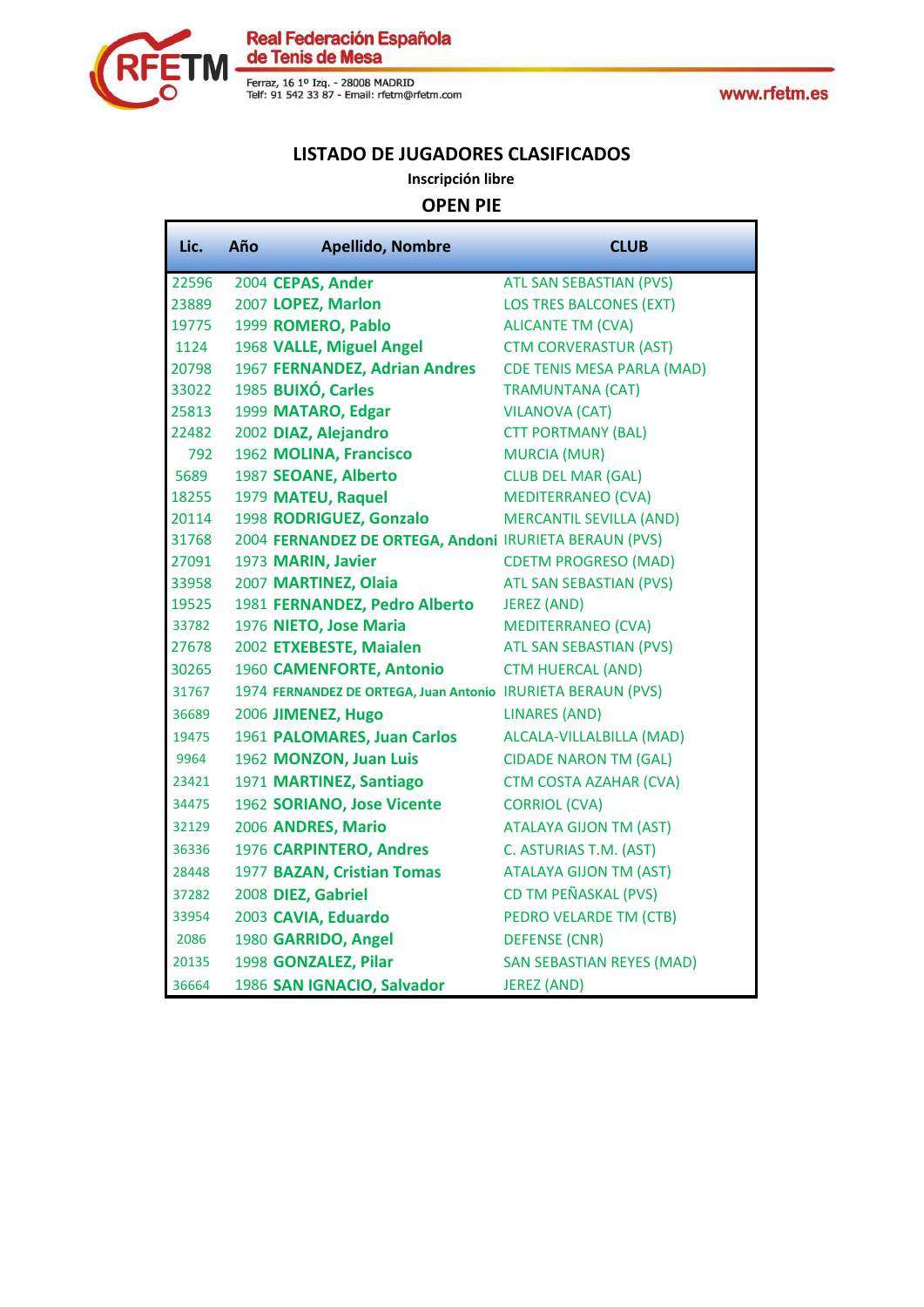## LISTADO DE JUGADORES CLASIFICADOS

**Inscripción libre**

### OPEN PIE

| Lic. | Año | Apellido, Nombre | CLUB |
|---|---|---|---|
| 22596 | 2004 | **CEPAS, Ander** | ATL SAN SEBASTIAN (PVS) |
| 23889 | 2007 | **LOPEZ, Marlon** | LOS TRES BALCONES (EXT) |
| 19775 | 1999 | **ROMERO, Pablo** | ALICANTE TM (CVA) |
| 1124 | 1968 | **VALLE, Miguel Angel** | CTM CORVERASTUR (AST) |
| 20798 | 1967 | **FERNANDEZ, Adrian Andres** | CDE TENIS MESA PARLA (MAD) |
| 33022 | 1985 | **BUIXÓ, Carles** | TRAMUNTANA (CAT) |
| 25813 | 1999 | **MATARO, Edgar** | VILANOVA (CAT) |
| 22482 | 2002 | **DIAZ, Alejandro** | CTT PORTMANY (BAL) |
| 792 | 1962 | **MOLINA, Francisco** | MURCIA (MUR) |
| 5689 | 1987 | **SEOANE, Alberto** | CLUB DEL MAR (GAL) |
| 18255 | 1979 | **MATEU, Raquel** | MEDITERRANEO (CVA) |
| 20114 | 1998 | **RODRIGUEZ, Gonzalo** | MERCANTIL SEVILLA (AND) |
| 31768 | 2004 | **FERNANDEZ DE ORTEGA, Andoni** | IRURIETA BERAUN (PVS) |
| 27091 | 1973 | **MARIN, Javier** | CDETM PROGRESO (MAD) |
| 33958 | 2007 | **MARTINEZ, Olaia** | ATL SAN SEBASTIAN (PVS) |
| 19525 | 1981 | **FERNANDEZ, Pedro Alberto** | JEREZ (AND) |
| 33782 | 1976 | **NIETO, Jose Maria** | MEDITERRANEO (CVA) |
| 27678 | 2002 | **ETXEBESTE, Maialen** | ATL SAN SEBASTIAN (PVS) |
| 30265 | 1960 | **CAMENFORTE, Antonio** | CTM HUERCAL (AND) |
| 31767 | 1974 | **FERNANDEZ DE ORTEGA, Juan Antonio** | IRURIETA BERAUN (PVS) |
| 36689 | 2006 | **JIMENEZ, Hugo** | LINARES (AND) |
| 19475 | 1961 | **PALOMARES, Juan Carlos** | ALCALA-VILLALBILLA (MAD) |
| 9964 | 1962 | **MONZON, Juan Luis** | CIDADE NARON TM (GAL) |
| 23421 | 1971 | **MARTINEZ, Santiago** | CTM COSTA AZAHAR (CVA) |
| 34475 | 1962 | **SORIANO, Jose Vicente** | CORRIOL (CVA) |
| 32129 | 2006 | **ANDRES, Mario** | ATALAYA GIJON TM (AST) |
| 36336 | 1976 | **CARPINTERO, Andres** | C. ASTURIAS T.M. (AST) |
| 28448 | 1977 | **BAZAN, Cristian Tomas** | ATALAYA GIJON TM (AST) |
| 37282 | 2008 | **DIEZ, Gabriel** | CD TM PEÑASKAL (PVS) |
| 33954 | 2003 | **CAVIA, Eduardo** | PEDRO VELARDE TM (CTB) |
| 2086 | 1980 | **GARRIDO, Angel** | DEFENSE (CNR) |
| 20135 | 1998 | **GONZALEZ, Pilar** | SAN SEBASTIAN REYES (MAD) |
| 36664 | 1986 | **SAN IGNACIO, Salvador** | JEREZ (AND) |